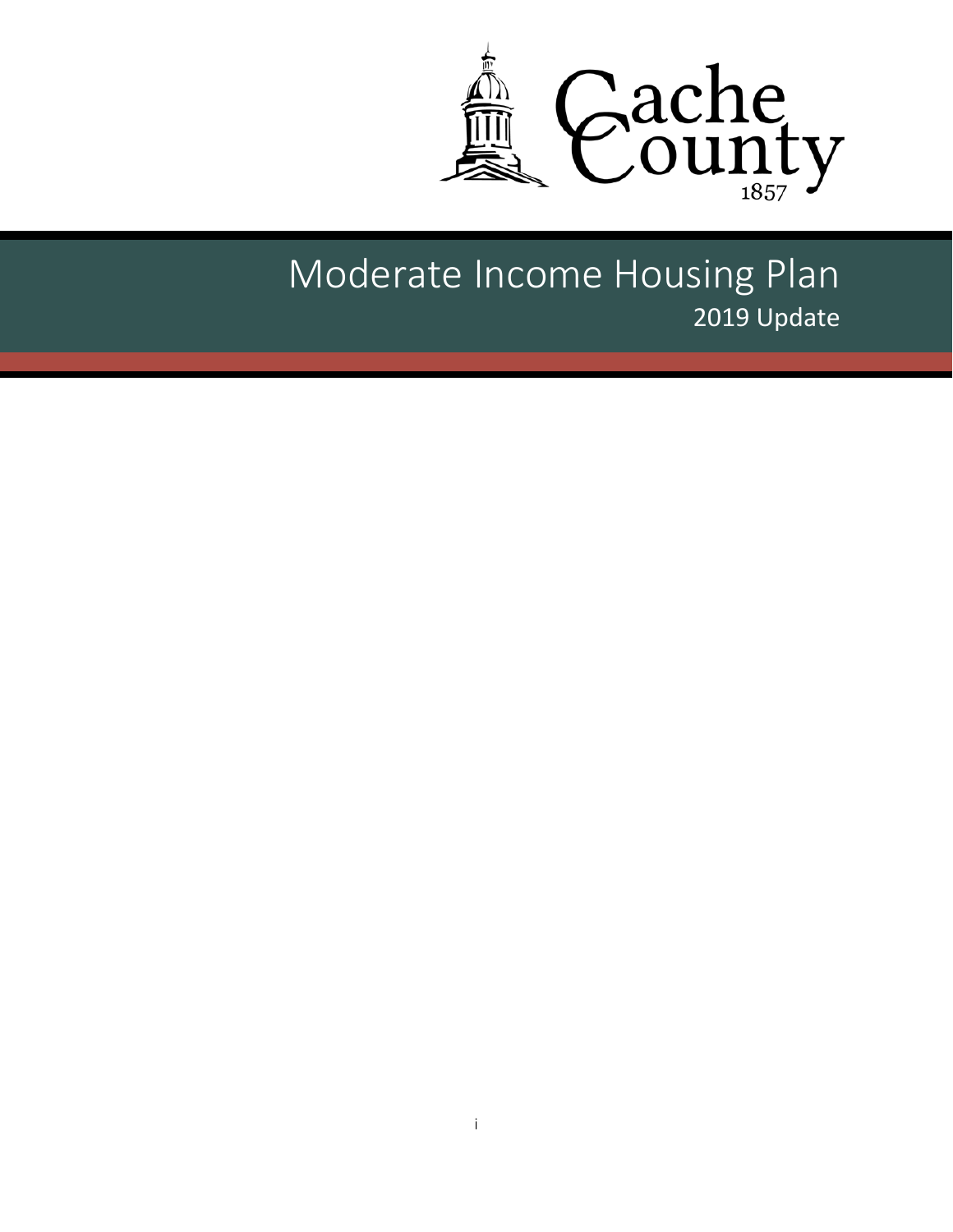Cache County

1857

# Moderate Income Housing Plan

2019 Update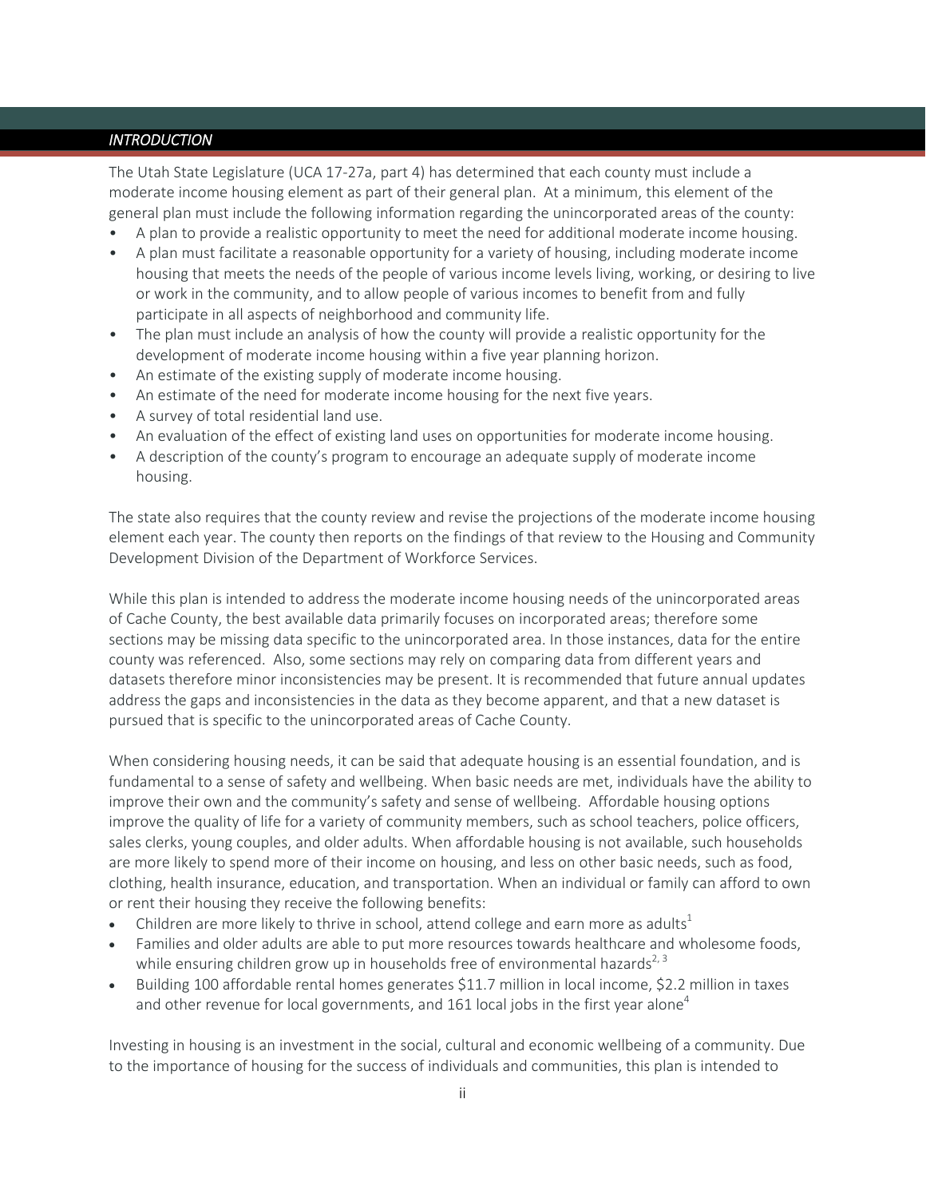## *INTRODUCTION*

The Utah State Legislature (UCA 17-27a, part 4) has determined that each county must include a moderate income housing element as part of their general plan. At a minimum, this element of the general plan must include the following information regarding the unincorporated areas of the county:

- A plan to provide a realistic opportunity to meet the need for additional moderate income housing.
- A plan must facilitate a reasonable opportunity for a variety of housing, including moderate income housing that meets the needs of the people of various income levels living, working, or desiring to live or work in the community, and to allow people of various incomes to benefit from and fully participate in all aspects of neighborhood and community life.
- The plan must include an analysis of how the county will provide a realistic opportunity for the development of moderate income housing within a five year planning horizon.
- An estimate of the existing supply of moderate income housing.
- An estimate of the need for moderate income housing for the next five years.
- A survey of total residential land use.
- An evaluation of the effect of existing land uses on opportunities for moderate income housing.
- A description of the county's program to encourage an adequate supply of moderate income housing.

The state also requires that the county review and revise the projections of the moderate income housing element each year. The county then reports on the findings of that review to the Housing and Community Development Division of the Department of Workforce Services.

While this plan is intended to address the moderate income housing needs of the unincorporated areas of Cache County, the best available data primarily focuses on incorporated areas; therefore some sections may be missing data specific to the unincorporated area. In those instances, data for the entire county was referenced. Also, some sections may rely on comparing data from different years and datasets therefore minor inconsistencies may be present. It is recommended that future annual updates address the gaps and inconsistencies in the data as they become apparent, and that a new dataset is pursued that is specific to the unincorporated areas of Cache County.

When considering housing needs, it can be said that adequate housing is an essential foundation, and is fundamental to a sense of safety and wellbeing. When basic needs are met, individuals have the ability to improve their own and the community's safety and sense of wellbeing. Affordable housing options improve the quality of life for a variety of community members, such as school teachers, police officers, sales clerks, young couples, and older adults. When affordable housing is not available, such households are more likely to spend more of their income on housing, and less on other basic needs, such as food, clothing, health insurance, education, and transportation. When an individual or family can afford to own or rent their housing they receive the following benefits:

- Children are more likely to thrive in school, attend college and earn more as adults[1]
- Families and older adults are able to put more resources towards healthcare and wholesome foods, while ensuring children grow up in households free of environmental hazards[2, 3]
- Building 100 affordable rental homes generates $11.7 million in local income, $2.2 million in taxes and other revenue for local governments, and 161 local jobs in the first year alone[4]

Investing in housing is an investment in the social, cultural and economic wellbeing of a community. Due to the importance of housing for the success of individuals and communities, this plan is intended to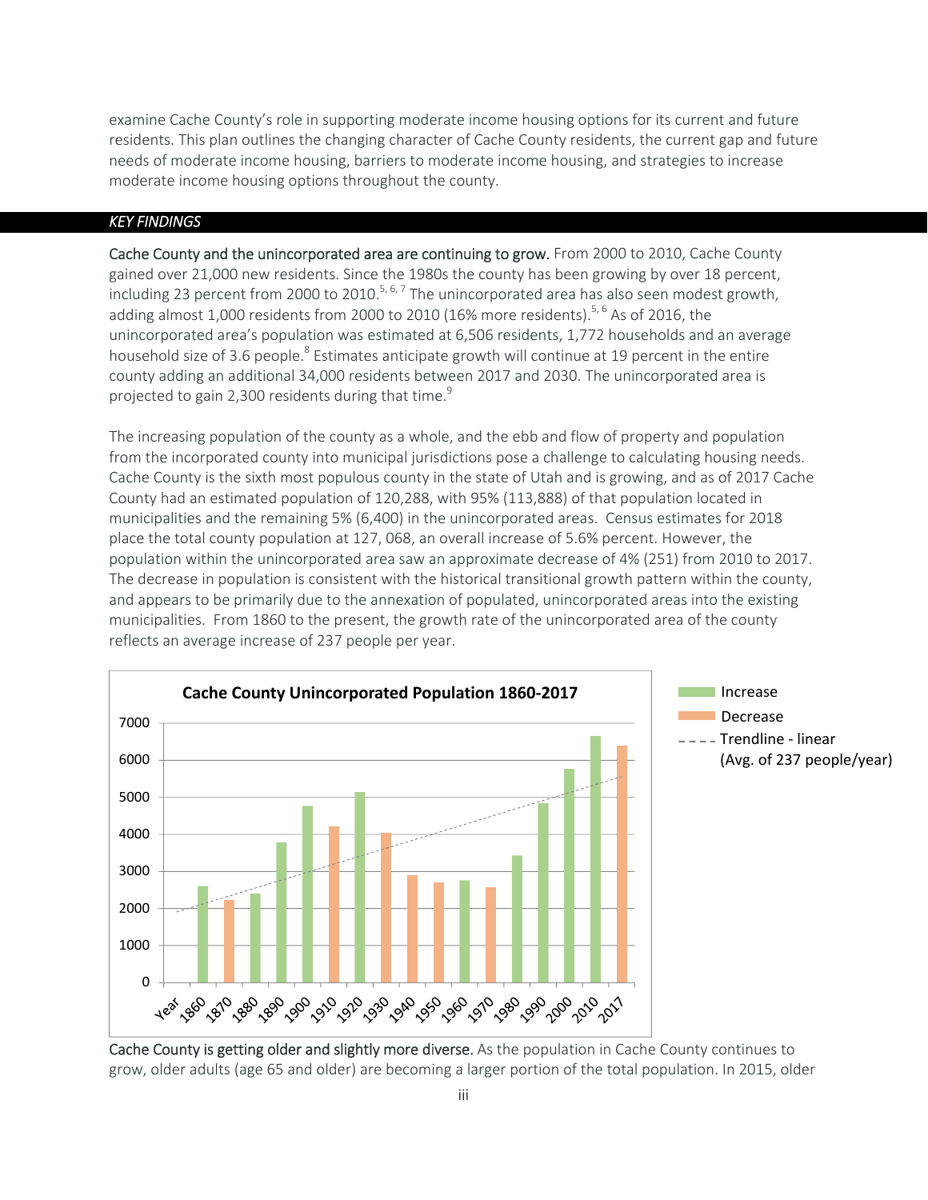examine Cache County's role in supporting moderate income housing options for its current and future residents. This plan outlines the changing character of Cache County residents, the current gap and future needs of moderate income housing, barriers to moderate income housing, and strategies to increase moderate income housing options throughout the county.

## *KEY FINDINGS*

**Cache County and the unincorporated area are continuing to grow.** From 2000 to 2010, Cache County gained over 21,000 new residents. Since the 1980s the county has been growing by over 18 percent, including 23 percent from 2000 to 2010.[5, 6, 7] The unincorporated area has also seen modest growth, adding almost 1,000 residents from 2000 to 2010 (16% more residents).[5, 6] As of 2016, the unincorporated area's population was estimated at 6,506 residents, 1,772 households and an average household size of 3.6 people.[8] Estimates anticipate growth will continue at 19 percent in the entire county adding an additional 34,000 residents between 2017 and 2030. The unincorporated area is projected to gain 2,300 residents during that time.[9]

The increasing population of the county as a whole, and the ebb and flow of property and population from the incorporated county into municipal jurisdictions pose a challenge to calculating housing needs. Cache County is the sixth most populous county in the state of Utah and is growing, and as of 2017 Cache County had an estimated population of 120,288, with 95% (113,888) of that population located in municipalities and the remaining 5% (6,400) in the unincorporated areas. Census estimates for 2018 place the total county population at 127, 068, an overall increase of 5.6% percent. However, the population within the unincorporated area saw an approximate decrease of 4% (251) from 2010 to 2017. The decrease in population is consistent with the historical transitional growth pattern within the county, and appears to be primarily due to the annexation of populated, unincorporated areas into the existing municipalities. From 1860 to the present, the growth rate of the unincorporated area of the county reflects an average increase of 237 people per year.

**Cache County Unincorporated Population 1860-2017**

Legend: Increase; Decrease; Trendline - linear (Avg. of 237 people/year)

Years: 1860, 1870, 1880, 1890, 1900, 1910, 1920, 1930, 1940, 1950, 1960, 1970, 1980, 1990, 2000, 2010, 2017

**Cache County is getting older and slightly more diverse.** As the population in Cache County continues to grow, older adults (age 65 and older) are becoming a larger portion of the total population. In 2015, older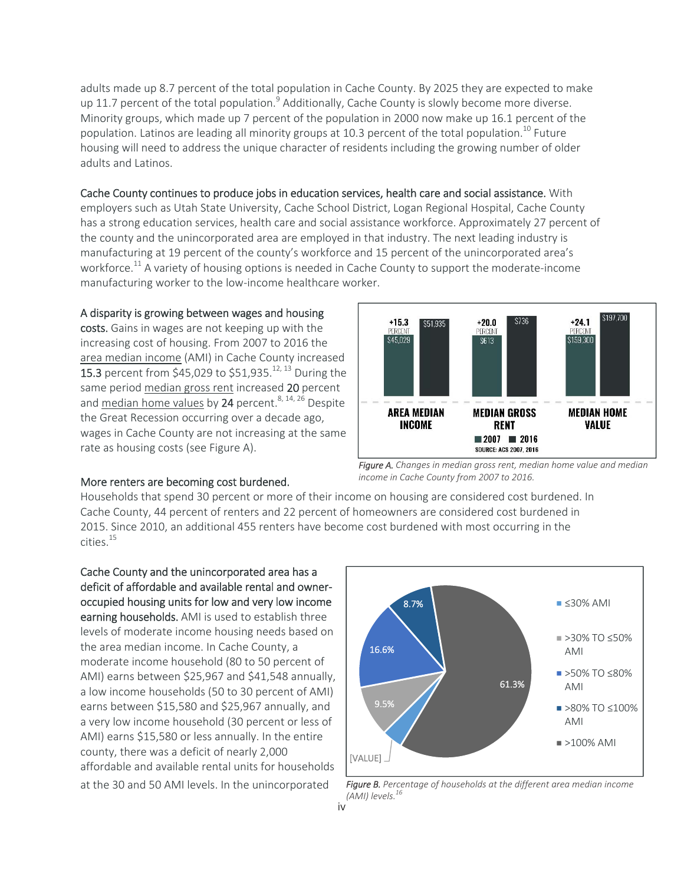adults made up 8.7 percent of the total population in Cache County. By 2025 they are expected to make up 11.7 percent of the total population.[9] Additionally, Cache County is slowly become more diverse. Minority groups, which made up 7 percent of the population in 2000 now make up 16.1 percent of the population. Latinos are leading all minority groups at 10.3 percent of the total population.[10] Future housing will need to address the unique character of residents including the growing number of older adults and Latinos.

**Cache County continues to produce jobs in education services, health care and social assistance.** With employers such as Utah State University, Cache School District, Logan Regional Hospital, Cache County has a strong education services, health care and social assistance workforce. Approximately 27 percent of the county and the unincorporated area are employed in that industry. The next leading industry is manufacturing at 19 percent of the county's workforce and 15 percent of the unincorporated area's workforce.[11] A variety of housing options is needed in Cache County to support the moderate-income manufacturing worker to the low-income healthcare worker.

**A disparity is growing between wages and housing costs.** Gains in wages are not keeping up with the increasing cost of housing. From 2007 to 2016 the area median income (AMI) in Cache County increased **15.3** percent from $45,029 to $51,935.[12, 13] During the same period median gross rent increased **20** percent and median home values by **24** percent.[8, 14, 26] Despite the Great Recession occurring over a decade ago, wages in Cache County are not increasing at the same rate as housing costs (see Figure A).

| | 2007 | 2016 | Change |
|---|---|---|---|
| AREA MEDIAN INCOME | $45,029 | $51,935 | +15.3 PERCENT |
| MEDIAN GROSS RENT | $613 | $736 | +20.0 PERCENT |
| MEDIAN HOME VALUE | $159,300 | $197,700 | +24.1 PERCENT |

SOURCE: ACS 2007, 2016

*Figure A. Changes in median gross rent, median home value and median income in Cache County from 2007 to 2016.*

**More renters are becoming cost burdened.**

Households that spend 30 percent or more of their income on housing are considered cost burdened. In Cache County, 44 percent of renters and 22 percent of homeowners are considered cost burdened in 2015. Since 2010, an additional 455 renters have become cost burdened with most occurring in the cities.[15]

**Cache County and the unincorporated area has a deficit of affordable and available rental and owner-occupied housing units for low and very low income earning households.** AMI is used to establish three levels of moderate income housing needs based on the area median income. In Cache County, a moderate income household (80 to 50 percent of AMI) earns between $25,967 and $41,548 annually, a low income households (50 to 30 percent of AMI) earns between $15,580 and $25,967 annually, and a very low income household (30 percent or less of AMI) earns $15,580 or less annually. In the entire county, there was a deficit of nearly 2,000 affordable and available rental units for households at the 30 and 50 AMI levels. In the unincorporated

| AMI Level | Percentage of Households |
|---|---|
| ≤30% AMI | [VALUE] |
| >30% TO ≤50% AMI | 9.5% |
| >50% TO ≤80% AMI | 16.6% |
| >80% TO ≤100% AMI | 8.7% |
| >100% AMI | 61.3% |

*Figure B. Percentage of households at the different area median income (AMI) levels.[16]*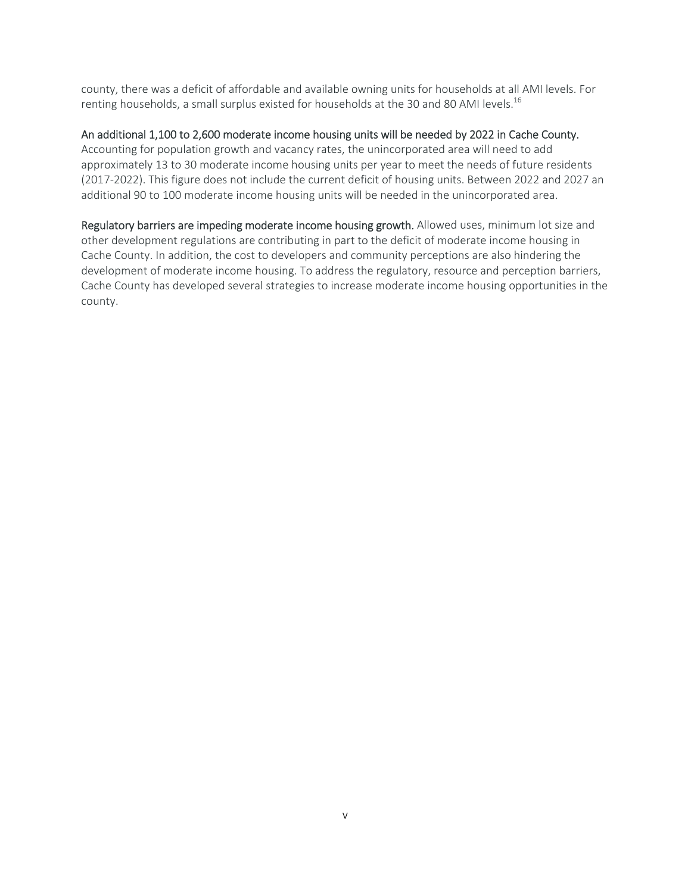county, there was a deficit of affordable and available owning units for households at all AMI levels. For renting households, a small surplus existed for households at the 30 and 80 AMI levels.[16]

**An additional 1,100 to 2,600 moderate income housing units will be needed by 2022 in Cache County.** Accounting for population growth and vacancy rates, the unincorporated area will need to add approximately 13 to 30 moderate income housing units per year to meet the needs of future residents (2017-2022). This figure does not include the current deficit of housing units. Between 2022 and 2027 an additional 90 to 100 moderate income housing units will be needed in the unincorporated area.

**Regulatory barriers are impeding moderate income housing growth.** Allowed uses, minimum lot size and other development regulations are contributing in part to the deficit of moderate income housing in Cache County. In addition, the cost to developers and community perceptions are also hindering the development of moderate income housing. To address the regulatory, resource and perception barriers, Cache County has developed several strategies to increase moderate income housing opportunities in the county.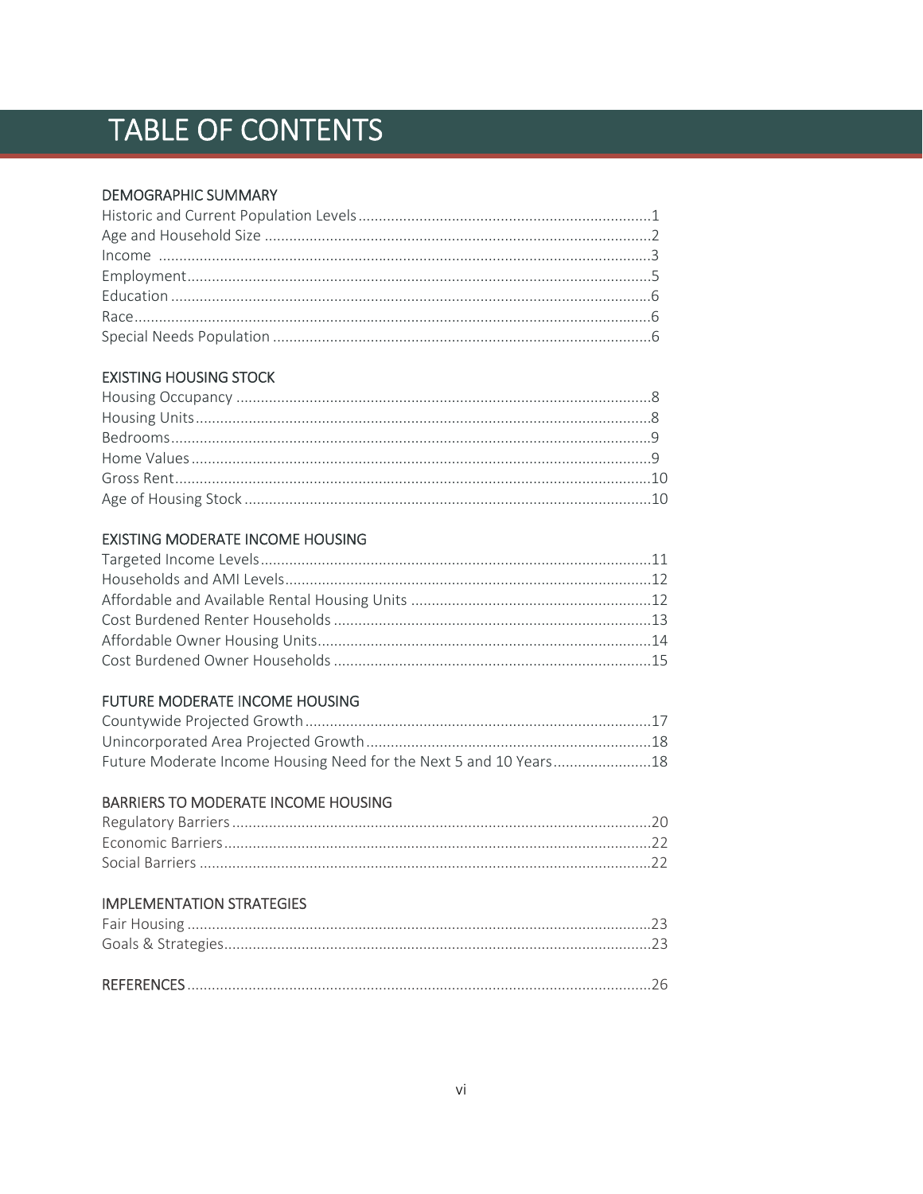# TABLE OF CONTENTS

## DEMOGRAPHIC SUMMARY

Historic and Current Population Levels ........ 1
Age and Household Size ........ 2
Income ........ 3
Employment ........ 5
Education ........ 6
Race ........ 6
Special Needs Population ........ 6

## EXISTING HOUSING STOCK

Housing Occupancy ........ 8
Housing Units ........ 8
Bedrooms ........ 9
Home Values ........ 9
Gross Rent ........ 10
Age of Housing Stock ........ 10

## EXISTING MODERATE INCOME HOUSING

Targeted Income Levels ........ 11
Households and AMI Levels ........ 12
Affordable and Available Rental Housing Units ........ 12
Cost Burdened Renter Households ........ 13
Affordable Owner Housing Units ........ 14
Cost Burdened Owner Households ........ 15

## FUTURE MODERATE INCOME HOUSING

Countywide Projected Growth ........ 17
Unincorporated Area Projected Growth ........ 18
Future Moderate Income Housing Need for the Next 5 and 10 Years ........ 18

## BARRIERS TO MODERATE INCOME HOUSING

Regulatory Barriers ........ 20
Economic Barriers ........ 22
Social Barriers ........ 22

## IMPLEMENTATION STRATEGIES

Fair Housing ........ 23
Goals & Strategies ........ 23

## REFERENCES ........ 26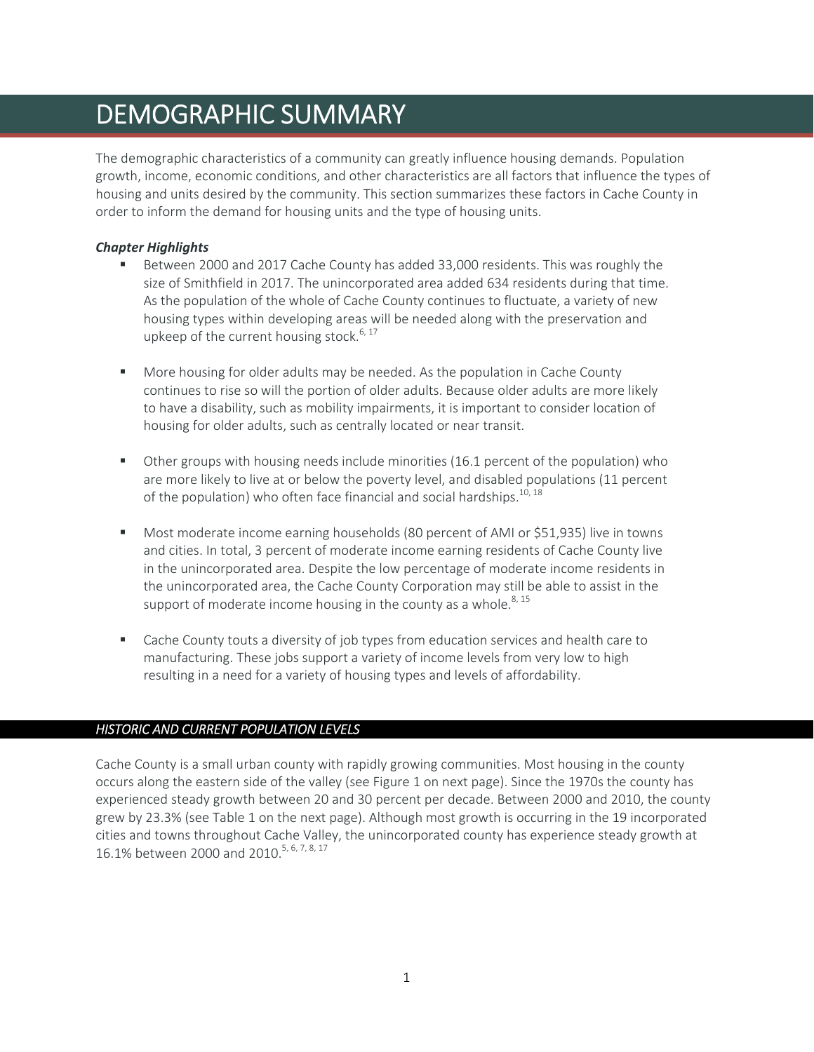# DEMOGRAPHIC SUMMARY

The demographic characteristics of a community can greatly influence housing demands. Population growth, income, economic conditions, and other characteristics are all factors that influence the types of housing and units desired by the community. This section summarizes these factors in Cache County in order to inform the demand for housing units and the type of housing units.

***Chapter Highlights***

- Between 2000 and 2017 Cache County has added 33,000 residents. This was roughly the size of Smithfield in 2017. The unincorporated area added 634 residents during that time. As the population of the whole of Cache County continues to fluctuate, a variety of new housing types within developing areas will be needed along with the preservation and upkeep of the current housing stock.[6, 17]

- More housing for older adults may be needed. As the population in Cache County continues to rise so will the portion of older adults. Because older adults are more likely to have a disability, such as mobility impairments, it is important to consider location of housing for older adults, such as centrally located or near transit.

- Other groups with housing needs include minorities (16.1 percent of the population) who are more likely to live at or below the poverty level, and disabled populations (11 percent of the population) who often face financial and social hardships.[10, 18]

- Most moderate income earning households (80 percent of AMI or $51,935) live in towns and cities. In total, 3 percent of moderate income earning residents of Cache County live in the unincorporated area. Despite the low percentage of moderate income residents in the unincorporated area, the Cache County Corporation may still be able to assist in the support of moderate income housing in the county as a whole.[8, 15]

- Cache County touts a diversity of job types from education services and health care to manufacturing. These jobs support a variety of income levels from very low to high resulting in a need for a variety of housing types and levels of affordability.

## *HISTORIC AND CURRENT POPULATION LEVELS*

Cache County is a small urban county with rapidly growing communities. Most housing in the county occurs along the eastern side of the valley (see Figure 1 on next page). Since the 1970s the county has experienced steady growth between 20 and 30 percent per decade. Between 2000 and 2010, the county grew by 23.3% (see Table 1 on the next page). Although most growth is occurring in the 19 incorporated cities and towns throughout Cache Valley, the unincorporated county has experience steady growth at 16.1% between 2000 and 2010.[5, 6, 7, 8, 17]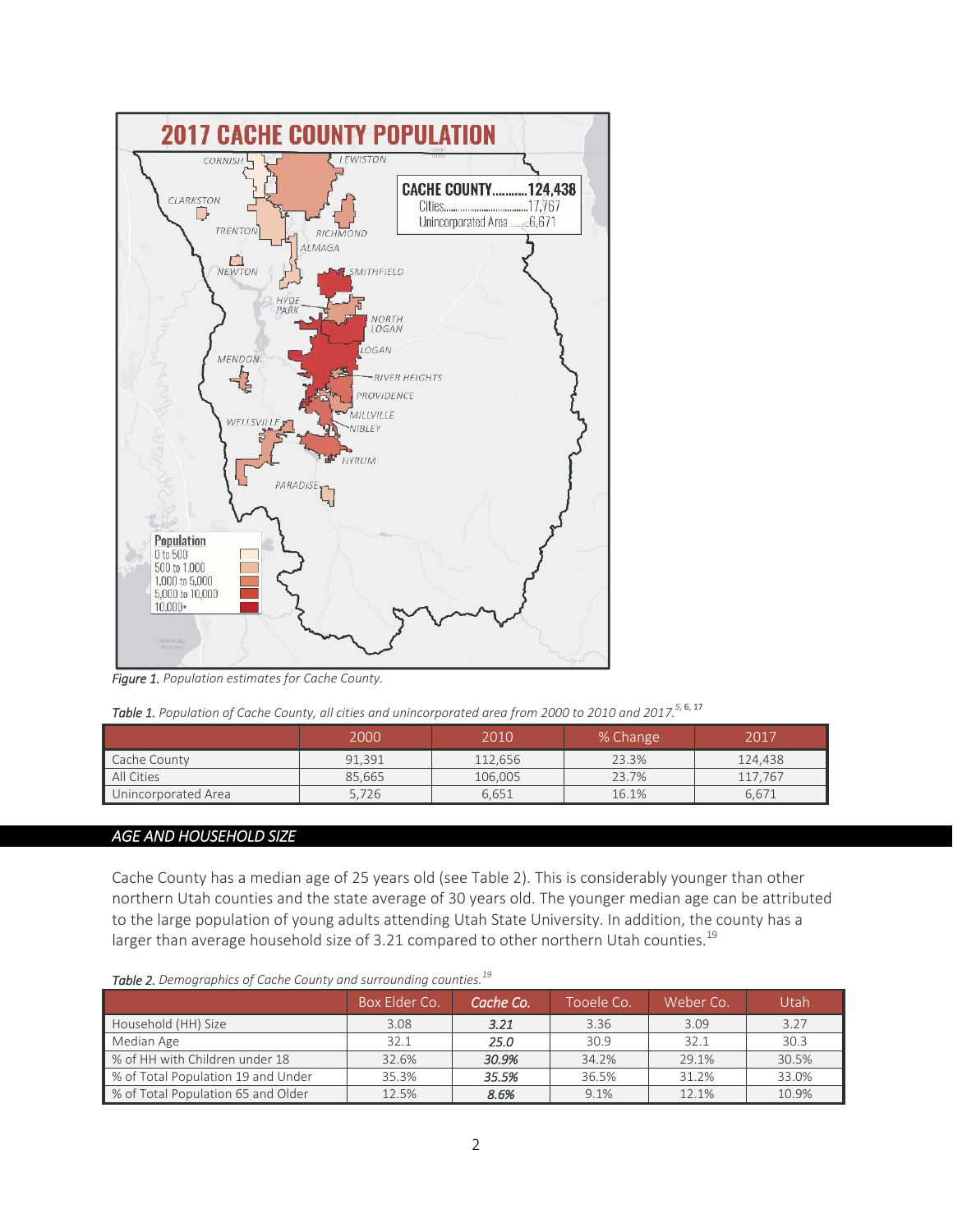*Figure 1.* Population estimates for Cache County.

*Table 1.* Population of Cache County, all cities and unincorporated area from 2000 to 2010 and 2017.[5, 6, 17]

| | 2000 | 2010 | % Change | 2017 |
|---|---|---|---|---|
| Cache County | 91,391 | 112,656 | 23.3% | 124,438 |
| All Cities | 85,665 | 106,005 | 23.7% | 117,767 |
| Unincorporated Area | 5,726 | 6,651 | 16.1% | 6,671 |

## *AGE AND HOUSEHOLD SIZE*

Cache County has a median age of 25 years old (see Table 2). This is considerably younger than other northern Utah counties and the state average of 30 years old. The younger median age can be attributed to the large population of young adults attending Utah State University. In addition, the county has a larger than average household size of 3.21 compared to other northern Utah counties.[19]

*Table 2.* Demographics of Cache County and surrounding counties.[19]

| | Box Elder Co. | *Cache Co.* | Tooele Co. | Weber Co. | Utah |
|---|---|---|---|---|---|
| Household (HH) Size | 3.08 | ***3.21*** | 3.36 | 3.09 | 3.27 |
| Median Age | 32.1 | ***25.0*** | 30.9 | 32.1 | 30.3 |
| % of HH with Children under 18 | 32.6% | ***30.9%*** | 34.2% | 29.1% | 30.5% |
| % of Total Population 19 and Under | 35.3% | ***35.5%*** | 36.5% | 31.2% | 33.0% |
| % of Total Population 65 and Older | 12.5% | ***8.6%*** | 9.1% | 12.1% | 10.9% |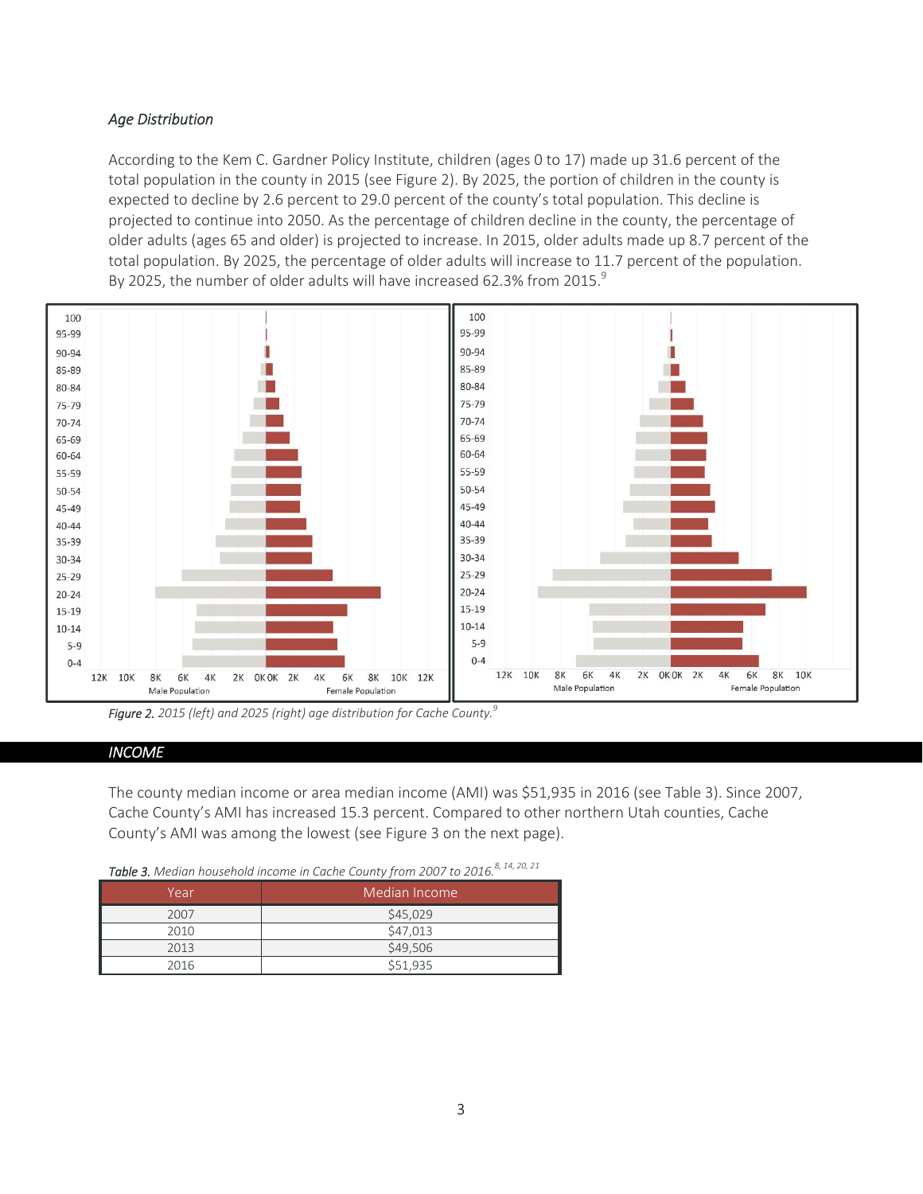### *Age Distribution*

According to the Kem C. Gardner Policy Institute, children (ages 0 to 17) made up 31.6 percent of the total population in the county in 2015 (see Figure 2). By 2025, the portion of children in the county is expected to decline by 2.6 percent to 29.0 percent of the county's total population. This decline is projected to continue into 2050. As the percentage of children decline in the county, the percentage of older adults (ages 65 and older) is projected to increase. In 2015, older adults made up 8.7 percent of the total population. By 2025, the percentage of older adults will increase to 11.7 percent of the population. By 2025, the number of older adults will have increased 62.3% from 2015.[9]

***Figure 2.*** *2015 (left) and 2025 (right) age distribution for Cache County.*[9]

## *INCOME*

The county median income or area median income (AMI) was $51,935 in 2016 (see Table 3). Since 2007, Cache County's AMI has increased 15.3 percent. Compared to other northern Utah counties, Cache County's AMI was among the lowest (see Figure 3 on the next page).

***Table 3.*** *Median household income in Cache County from 2007 to 2016.*[8, 14, 20, 21]

| Year | Median Income |
|---|---|
| 2007 | $45,029 |
| 2010 | $47,013 |
| 2013 | $49,506 |
| 2016 | $51,935 |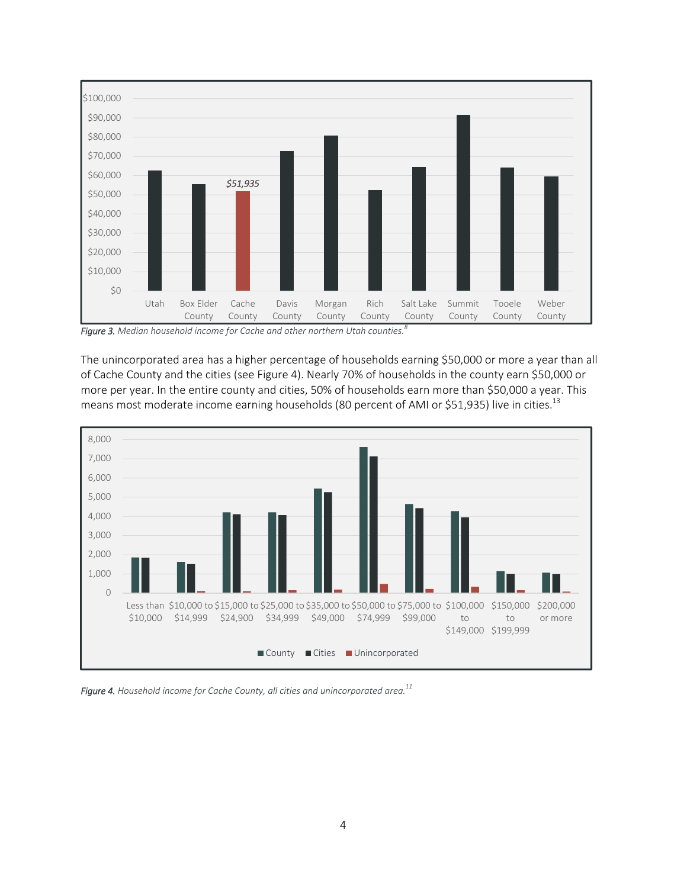*Figure 3.* Median household income for Cache and other northern Utah counties.[8]

The unincorporated area has a higher percentage of households earning $50,000 or more a year than all of Cache County and the cities (see Figure 4). Nearly 70% of households in the county earn $50,000 or more per year. In the entire county and cities, 50% of households earn more than $50,000 a year. This means most moderate income earning households (80 percent of AMI or $51,935) live in cities.[13]

*Figure 4.* Household income for Cache County, all cities and unincorporated area.[11]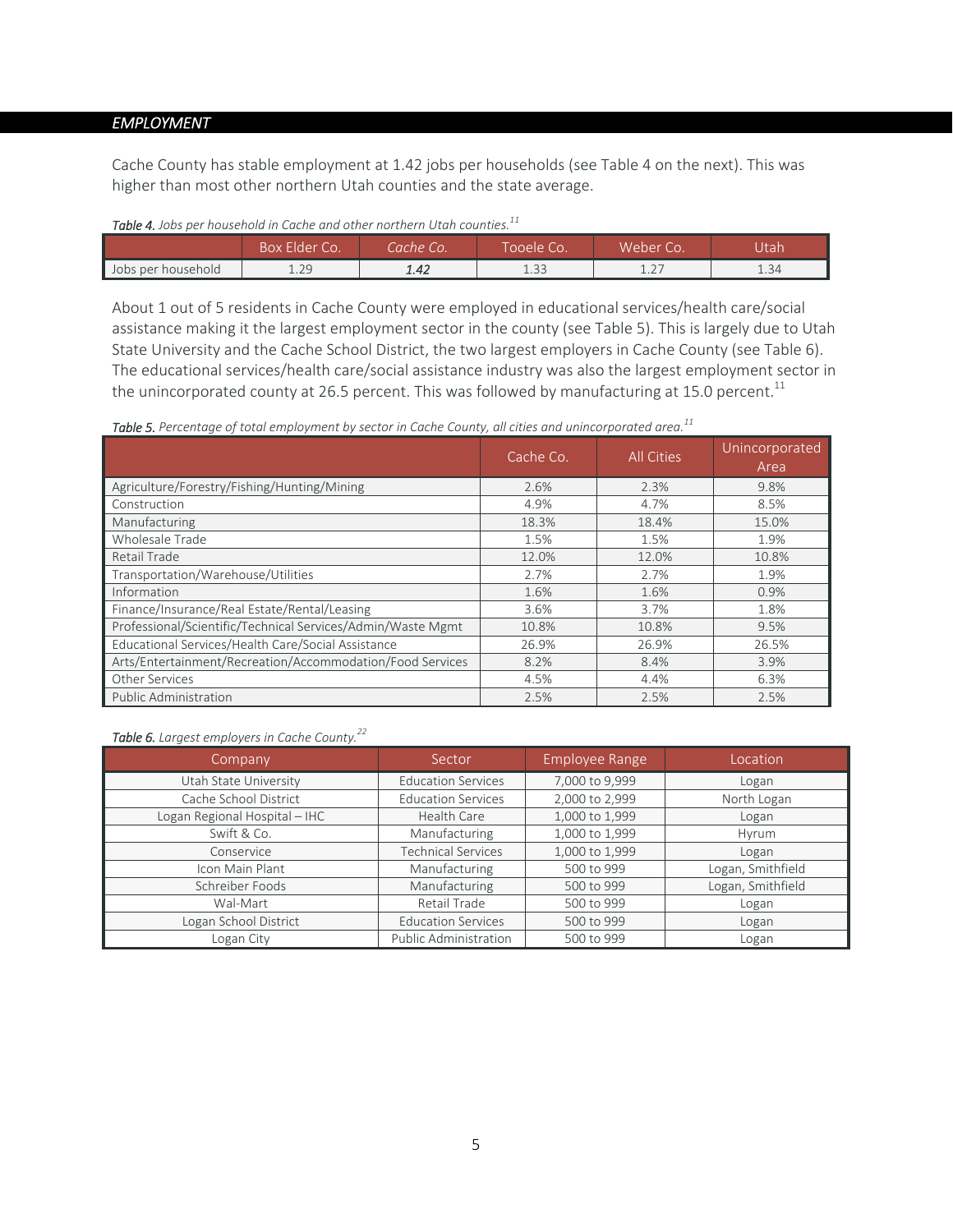## *EMPLOYMENT*

Cache County has stable employment at 1.42 jobs per households (see Table 4 on the next). This was higher than most other northern Utah counties and the state average.

***Table 4.*** *Jobs per household in Cache and other northern Utah counties.*[11]

| | Box Elder Co. | *Cache Co.* | Tooele Co. | Weber Co. | Utah |
|---|---|---|---|---|---|
| Jobs per household | 1.29 | ***1.42*** | 1.33 | 1.27 | 1.34 |

About 1 out of 5 residents in Cache County were employed in educational services/health care/social assistance making it the largest employment sector in the county (see Table 5). This is largely due to Utah State University and the Cache School District, the two largest employers in Cache County (see Table 6). The educational services/health care/social assistance industry was also the largest employment sector in the unincorporated county at 26.5 percent. This was followed by manufacturing at 15.0 percent.[11]

***Table 5.*** *Percentage of total employment by sector in Cache County, all cities and unincorporated area.*[11]

| | Cache Co. | All Cities | Unincorporated Area |
|---|---|---|---|
| Agriculture/Forestry/Fishing/Hunting/Mining | 2.6% | 2.3% | 9.8% |
| Construction | 4.9% | 4.7% | 8.5% |
| Manufacturing | 18.3% | 18.4% | 15.0% |
| Wholesale Trade | 1.5% | 1.5% | 1.9% |
| Retail Trade | 12.0% | 12.0% | 10.8% |
| Transportation/Warehouse/Utilities | 2.7% | 2.7% | 1.9% |
| Information | 1.6% | 1.6% | 0.9% |
| Finance/Insurance/Real Estate/Rental/Leasing | 3.6% | 3.7% | 1.8% |
| Professional/Scientific/Technical Services/Admin/Waste Mgmt | 10.8% | 10.8% | 9.5% |
| Educational Services/Health Care/Social Assistance | 26.9% | 26.9% | 26.5% |
| Arts/Entertainment/Recreation/Accommodation/Food Services | 8.2% | 8.4% | 3.9% |
| Other Services | 4.5% | 4.4% | 6.3% |
| Public Administration | 2.5% | 2.5% | 2.5% |

***Table 6.*** *Largest employers in Cache County.*[22]

| Company | Sector | Employee Range | Location |
|---|---|---|---|
| Utah State University | Education Services | 7,000 to 9,999 | Logan |
| Cache School District | Education Services | 2,000 to 2,999 | North Logan |
| Logan Regional Hospital – IHC | Health Care | 1,000 to 1,999 | Logan |
| Swift & Co. | Manufacturing | 1,000 to 1,999 | Hyrum |
| Conservice | Technical Services | 1,000 to 1,999 | Logan |
| Icon Main Plant | Manufacturing | 500 to 999 | Logan, Smithfield |
| Schreiber Foods | Manufacturing | 500 to 999 | Logan, Smithfield |
| Wal-Mart | Retail Trade | 500 to 999 | Logan |
| Logan School District | Education Services | 500 to 999 | Logan |
| Logan City | Public Administration | 500 to 999 | Logan |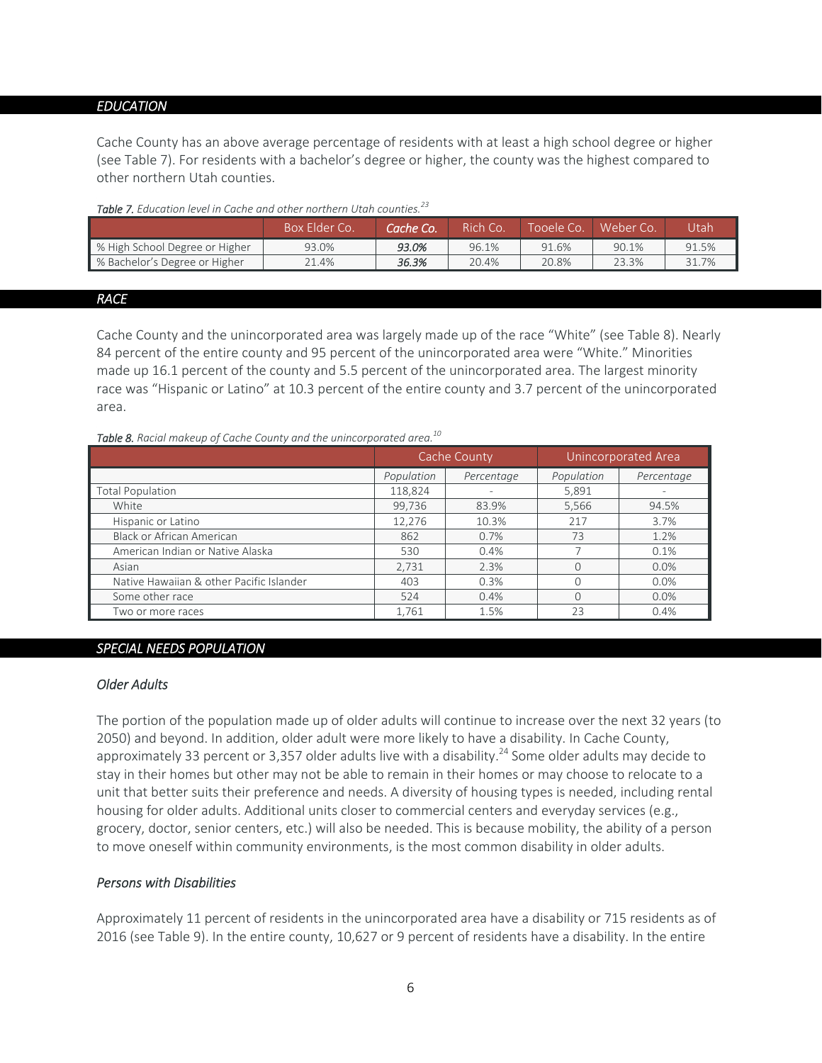## *EDUCATION*

Cache County has an above average percentage of residents with at least a high school degree or higher (see Table 7). For residents with a bachelor's degree or higher, the county was the highest compared to other northern Utah counties.

***Table 7.*** *Education level in Cache and other northern Utah counties.*[23]

| | Box Elder Co. | ***Cache Co.*** | Rich Co. | Tooele Co. | Weber Co. | Utah |
|---|---|---|---|---|---|---|
| % High School Degree or Higher | 93.0% | ***93.0%*** | 96.1% | 91.6% | 90.1% | 91.5% |
| % Bachelor's Degree or Higher | 21.4% | ***36.3%*** | 20.4% | 20.8% | 23.3% | 31.7% |

## *RACE*

Cache County and the unincorporated area was largely made up of the race "White" (see Table 8). Nearly 84 percent of the entire county and 95 percent of the unincorporated area were "White." Minorities made up 16.1 percent of the county and 5.5 percent of the unincorporated area. The largest minority race was "Hispanic or Latino" at 10.3 percent of the entire county and 3.7 percent of the unincorporated area.

***Table 8.*** *Racial makeup of Cache County and the unincorporated area.*[10]

| | Cache County | | Unincorporated Area | |
|---|---|---|---|---|
| | *Population* | *Percentage* | *Population* | *Percentage* |
| Total Population | 118,824 | - | 5,891 | - |
| White | 99,736 | 83.9% | 5,566 | 94.5% |
| Hispanic or Latino | 12,276 | 10.3% | 217 | 3.7% |
| Black or African American | 862 | 0.7% | 73 | 1.2% |
| American Indian or Native Alaska | 530 | 0.4% | 7 | 0.1% |
| Asian | 2,731 | 2.3% | 0 | 0.0% |
| Native Hawaiian & other Pacific Islander | 403 | 0.3% | 0 | 0.0% |
| Some other race | 524 | 0.4% | 0 | 0.0% |
| Two or more races | 1,761 | 1.5% | 23 | 0.4% |

## *SPECIAL NEEDS POPULATION*

### *Older Adults*

The portion of the population made up of older adults will continue to increase over the next 32 years (to 2050) and beyond. In addition, older adult were more likely to have a disability. In Cache County, approximately 33 percent or 3,357 older adults live with a disability.[24] Some older adults may decide to stay in their homes but other may not be able to remain in their homes or may choose to relocate to a unit that better suits their preference and needs. A diversity of housing types is needed, including rental housing for older adults. Additional units closer to commercial centers and everyday services (e.g., grocery, doctor, senior centers, etc.) will also be needed. This is because mobility, the ability of a person to move oneself within community environments, is the most common disability in older adults.

### *Persons with Disabilities*

Approximately 11 percent of residents in the unincorporated area have a disability or 715 residents as of 2016 (see Table 9). In the entire county, 10,627 or 9 percent of residents have a disability. In the entire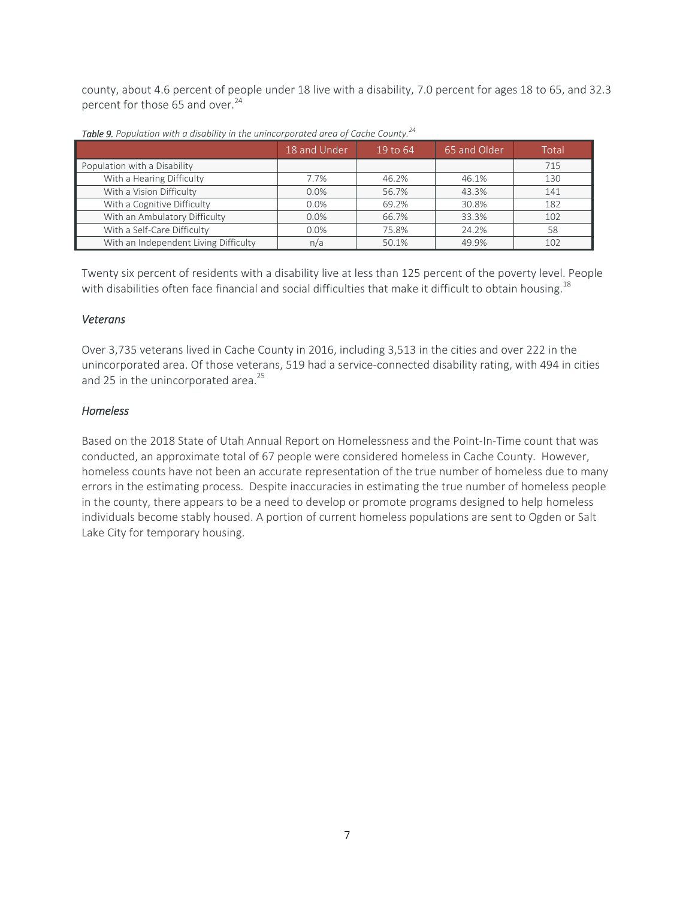county, about 4.6 percent of people under 18 live with a disability, 7.0 percent for ages 18 to 65, and 32.3 percent for those 65 and over.[24]

***Table 9.*** *Population with a disability in the unincorporated area of Cache County.*[24]

| | 18 and Under | 19 to 64 | 65 and Older | Total |
|---|---|---|---|---|
| Population with a Disability | | | | 715 |
| With a Hearing Difficulty | 7.7% | 46.2% | 46.1% | 130 |
| With a Vision Difficulty | 0.0% | 56.7% | 43.3% | 141 |
| With a Cognitive Difficulty | 0.0% | 69.2% | 30.8% | 182 |
| With an Ambulatory Difficulty | 0.0% | 66.7% | 33.3% | 102 |
| With a Self-Care Difficulty | 0.0% | 75.8% | 24.2% | 58 |
| With an Independent Living Difficulty | n/a | 50.1% | 49.9% | 102 |

Twenty six percent of residents with a disability live at less than 125 percent of the poverty level. People with disabilities often face financial and social difficulties that make it difficult to obtain housing.[18]

### *Veterans*

Over 3,735 veterans lived in Cache County in 2016, including 3,513 in the cities and over 222 in the unincorporated area. Of those veterans, 519 had a service-connected disability rating, with 494 in cities and 25 in the unincorporated area.[25]

### *Homeless*

Based on the 2018 State of Utah Annual Report on Homelessness and the Point-In-Time count that was conducted, an approximate total of 67 people were considered homeless in Cache County. However, homeless counts have not been an accurate representation of the true number of homeless due to many errors in the estimating process. Despite inaccuracies in estimating the true number of homeless people in the county, there appears to be a need to develop or promote programs designed to help homeless individuals become stably housed. A portion of current homeless populations are sent to Ogden or Salt Lake City for temporary housing.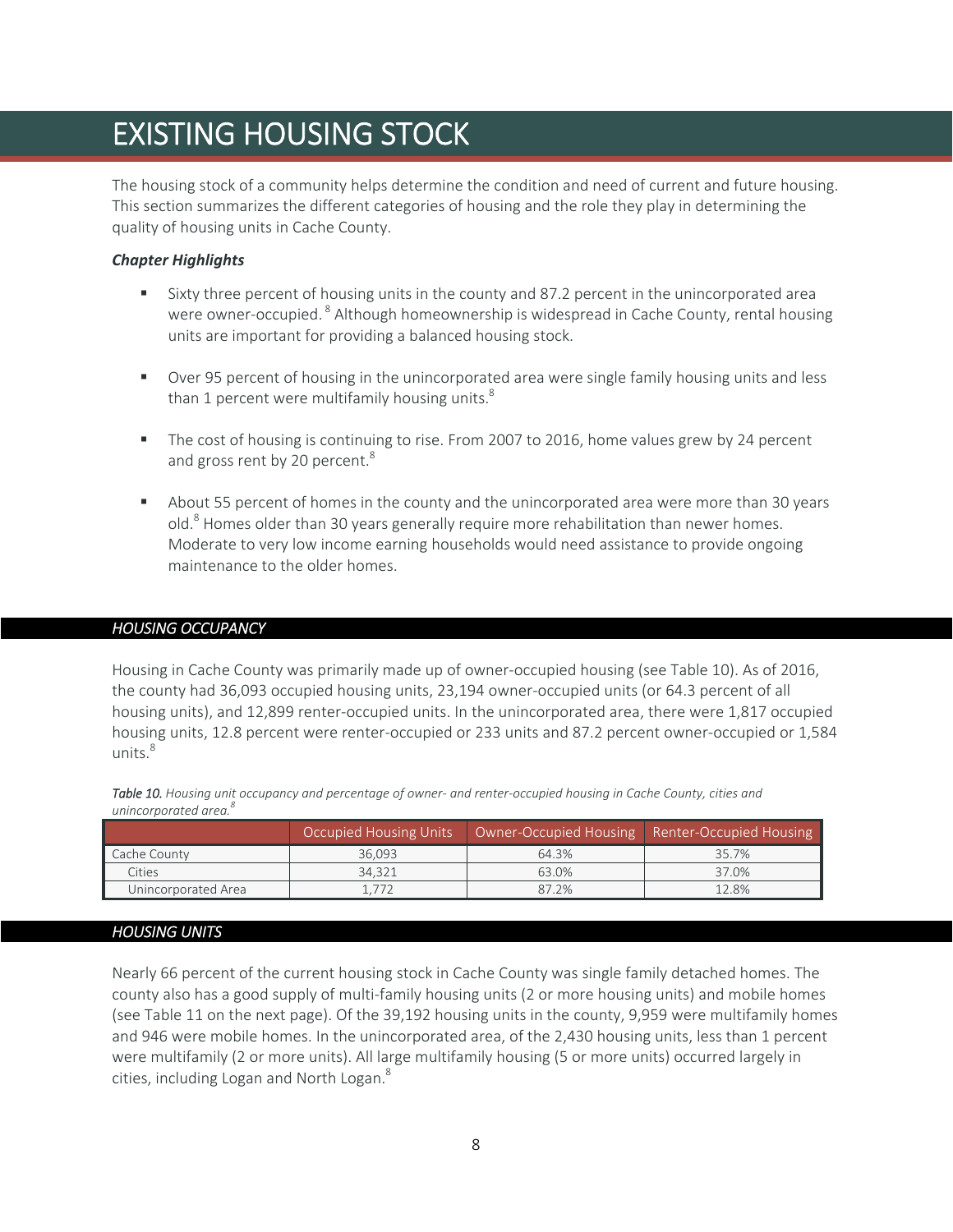# EXISTING HOUSING STOCK

The housing stock of a community helps determine the condition and need of current and future housing. This section summarizes the different categories of housing and the role they play in determining the quality of housing units in Cache County.

***Chapter Highlights***

- Sixty three percent of housing units in the county and 87.2 percent in the unincorporated area were owner-occupied.[8] Although homeownership is widespread in Cache County, rental housing units are important for providing a balanced housing stock.
- Over 95 percent of housing in the unincorporated area were single family housing units and less than 1 percent were multifamily housing units.[8]
- The cost of housing is continuing to rise. From 2007 to 2016, home values grew by 24 percent and gross rent by 20 percent.[8]
- About 55 percent of homes in the county and the unincorporated area were more than 30 years old.[8] Homes older than 30 years generally require more rehabilitation than newer homes. Moderate to very low income earning households would need assistance to provide ongoing maintenance to the older homes.

## *HOUSING OCCUPANCY*

Housing in Cache County was primarily made up of owner-occupied housing (see Table 10). As of 2016, the county had 36,093 occupied housing units, 23,194 owner-occupied units (or 64.3 percent of all housing units), and 12,899 renter-occupied units. In the unincorporated area, there were 1,817 occupied housing units, 12.8 percent were renter-occupied or 233 units and 87.2 percent owner-occupied or 1,584 units.[8]

***Table 10.*** *Housing unit occupancy and percentage of owner- and renter-occupied housing in Cache County, cities and unincorporated area.*[8]

| | Occupied Housing Units | Owner-Occupied Housing | Renter-Occupied Housing |
|---|---|---|---|
| Cache County | 36,093 | 64.3% | 35.7% |
| Cities | 34,321 | 63.0% | 37.0% |
| Unincorporated Area | 1,772 | 87.2% | 12.8% |

## *HOUSING UNITS*

Nearly 66 percent of the current housing stock in Cache County was single family detached homes. The county also has a good supply of multi-family housing units (2 or more housing units) and mobile homes (see Table 11 on the next page). Of the 39,192 housing units in the county, 9,959 were multifamily homes and 946 were mobile homes. In the unincorporated area, of the 2,430 housing units, less than 1 percent were multifamily (2 or more units). All large multifamily housing (5 or more units) occurred largely in cities, including Logan and North Logan.[8]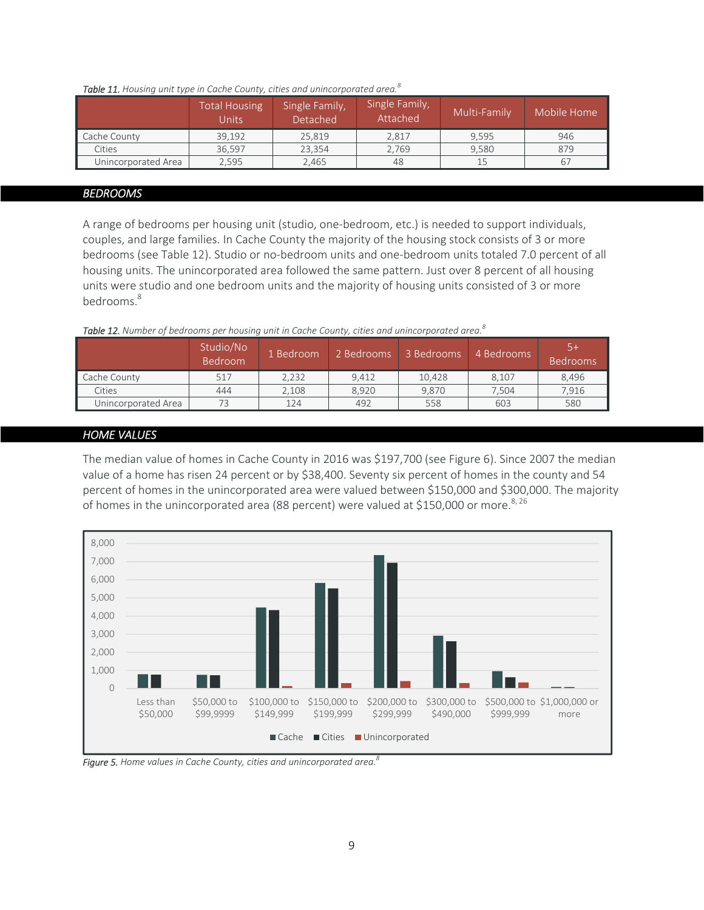*Table 11. Housing unit type in Cache County, cities and unincorporated area.*[8]

| | Total Housing Units | Single Family, Detached | Single Family, Attached | Multi-Family | Mobile Home |
|---|---|---|---|---|---|
| Cache County | 39,192 | 25,819 | 2,817 | 9,595 | 946 |
| Cities | 36,597 | 23,354 | 2,769 | 9,580 | 879 |
| Unincorporated Area | 2,595 | 2,465 | 48 | 15 | 67 |

## *BEDROOMS*

A range of bedrooms per housing unit (studio, one-bedroom, etc.) is needed to support individuals, couples, and large families. In Cache County the majority of the housing stock consists of 3 or more bedrooms (see Table 12). Studio or no-bedroom units and one-bedroom units totaled 7.0 percent of all housing units. The unincorporated area followed the same pattern. Just over 8 percent of all housing units were studio and one bedroom units and the majority of housing units consisted of 3 or more bedrooms.[8]

*Table 12. Number of bedrooms per housing unit in Cache County, cities and unincorporated area.*[8]

| | Studio/No Bedroom | 1 Bedroom | 2 Bedrooms | 3 Bedrooms | 4 Bedrooms | 5+ Bedrooms |
|---|---|---|---|---|---|---|
| Cache County | 517 | 2,232 | 9,412 | 10,428 | 8,107 | 8,496 |
| Cities | 444 | 2,108 | 8,920 | 9,870 | 7,504 | 7,916 |
| Unincorporated Area | 73 | 124 | 492 | 558 | 603 | 580 |

## *HOME VALUES*

The median value of homes in Cache County in 2016 was $197,700 (see Figure 6). Since 2007 the median value of a home has risen 24 percent or by $38,400. Seventy six percent of homes in the county and 54 percent of homes in the unincorporated area were valued between $150,000 and $300,000. The majority of homes in the unincorporated area (88 percent) were valued at $150,000 or more.[8, 26]

*Figure 5. Home values in Cache County, cities and unincorporated area.*[8]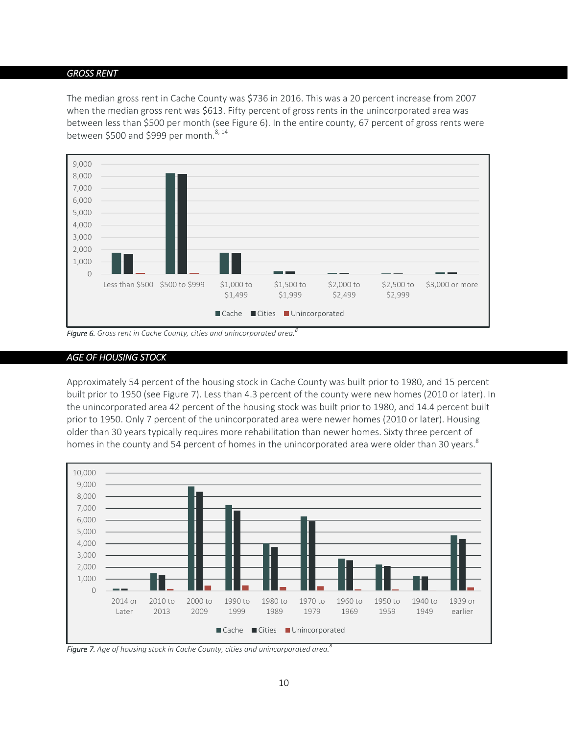## GROSS RENT

The median gross rent in Cache County was $736 in 2016. This was a 20 percent increase from 2007 when the median gross rent was $613. Fifty percent of gross rents in the unincorporated area was between less than $500 per month (see Figure 6). In the entire county, 67 percent of gross rents were between $500 and $999 per month.[8, 14]

*Figure 6. Gross rent in Cache County, cities and unincorporated area.*[8]

## AGE OF HOUSING STOCK

Approximately 54 percent of the housing stock in Cache County was built prior to 1980, and 15 percent built prior to 1950 (see Figure 7). Less than 4.3 percent of the county were new homes (2010 or later). In the unincorporated area 42 percent of the housing stock was built prior to 1980, and 14.4 percent built prior to 1950. Only 7 percent of the unincorporated area were newer homes (2010 or later). Housing older than 30 years typically requires more rehabilitation than newer homes. Sixty three percent of homes in the county and 54 percent of homes in the unincorporated area were older than 30 years.[8]

*Figure 7. Age of housing stock in Cache County, cities and unincorporated area.*[8]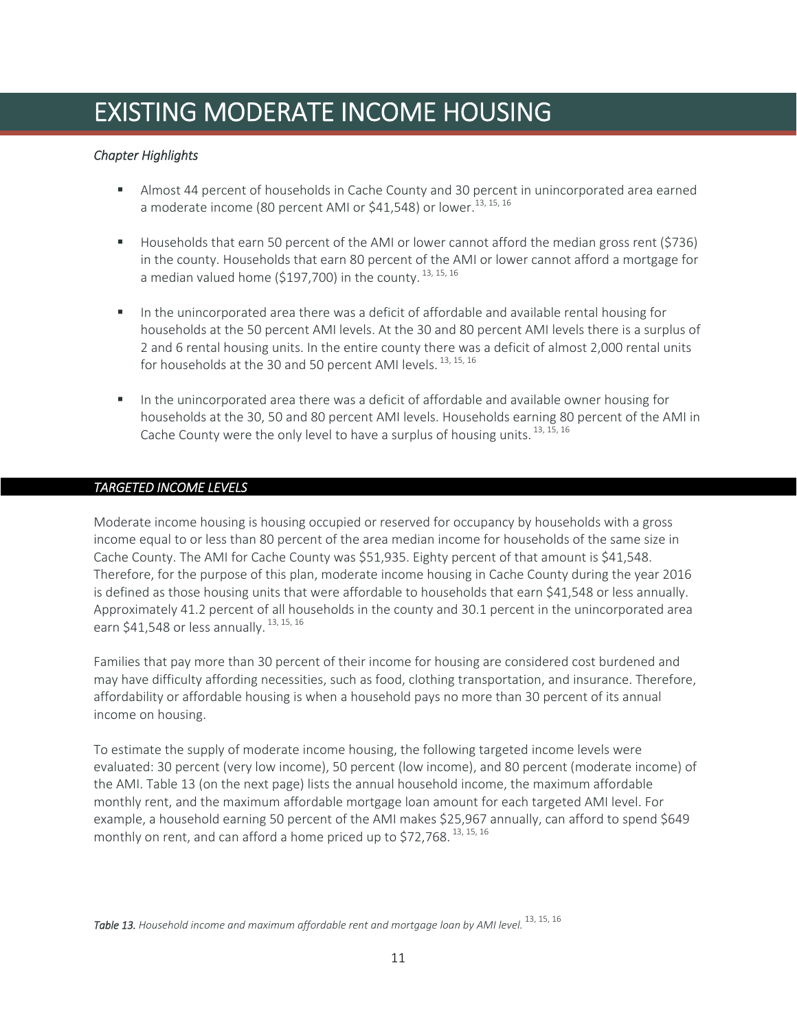# EXISTING MODERATE INCOME HOUSING

*Chapter Highlights*

- Almost 44 percent of households in Cache County and 30 percent in unincorporated area earned a moderate income (80 percent AMI or $41,548) or lower.[13, 15, 16]
- Households that earn 50 percent of the AMI or lower cannot afford the median gross rent ($736) in the county. Households that earn 80 percent of the AMI or lower cannot afford a mortgage for a median valued home ($197,700) in the county. [13, 15, 16]
- In the unincorporated area there was a deficit of affordable and available rental housing for households at the 50 percent AMI levels. At the 30 and 80 percent AMI levels there is a surplus of 2 and 6 rental housing units. In the entire county there was a deficit of almost 2,000 rental units for households at the 30 and 50 percent AMI levels. [13, 15, 16]
- In the unincorporated area there was a deficit of affordable and available owner housing for households at the 30, 50 and 80 percent AMI levels. Households earning 80 percent of the AMI in Cache County were the only level to have a surplus of housing units. [13, 15, 16]

## *TARGETED INCOME LEVELS*

Moderate income housing is housing occupied or reserved for occupancy by households with a gross income equal to or less than 80 percent of the area median income for households of the same size in Cache County. The AMI for Cache County was $51,935. Eighty percent of that amount is $41,548. Therefore, for the purpose of this plan, moderate income housing in Cache County during the year 2016 is defined as those housing units that were affordable to households that earn $41,548 or less annually. Approximately 41.2 percent of all households in the county and 30.1 percent in the unincorporated area earn $41,548 or less annually. [13, 15, 16]

Families that pay more than 30 percent of their income for housing are considered cost burdened and may have difficulty affording necessities, such as food, clothing transportation, and insurance. Therefore, affordability or affordable housing is when a household pays no more than 30 percent of its annual income on housing.

To estimate the supply of moderate income housing, the following targeted income levels were evaluated: 30 percent (very low income), 50 percent (low income), and 80 percent (moderate income) of the AMI. Table 13 (on the next page) lists the annual household income, the maximum affordable monthly rent, and the maximum affordable mortgage loan amount for each targeted AMI level. For example, a household earning 50 percent of the AMI makes $25,967 annually, can afford to spend $649 monthly on rent, and can afford a home priced up to $72,768. [13, 15, 16]

***Table 13.*** *Household income and maximum affordable rent and mortgage loan by AMI level.* [13, 15, 16]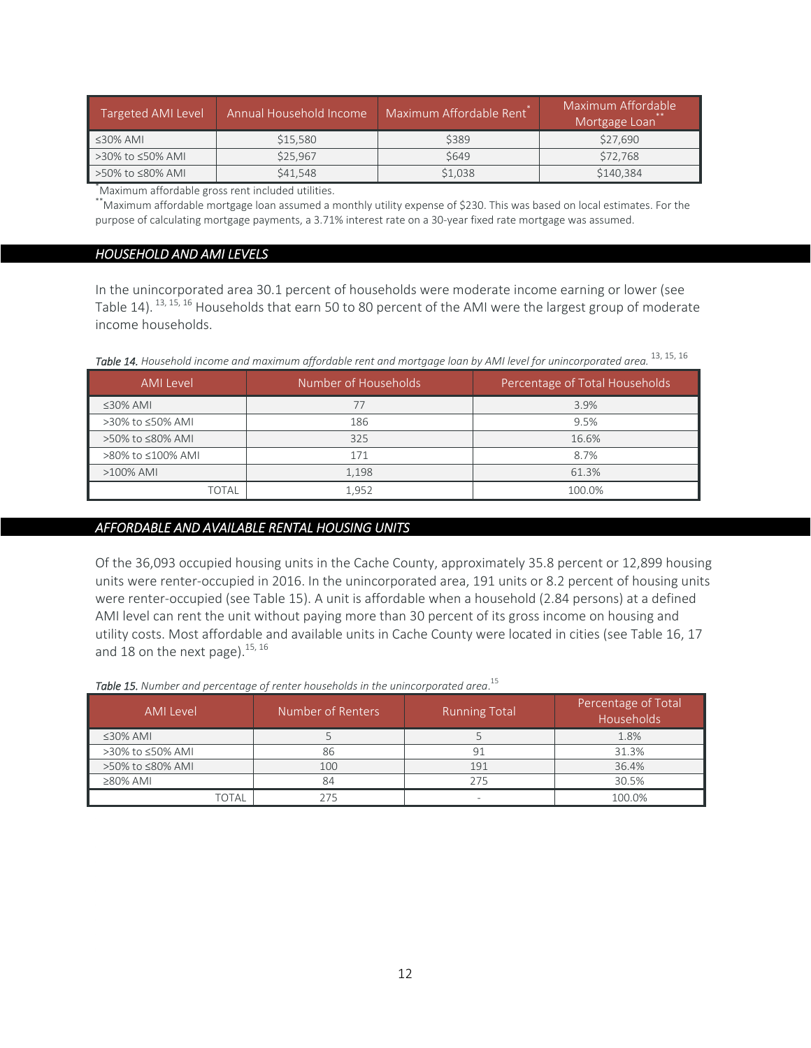| Targeted AMI Level | Annual Household Income | Maximum Affordable Rent* | Maximum Affordable Mortgage Loan** |
|---|---|---|---|
| ≤30% AMI | $15,580 | $389 | $27,690 |
| >30% to ≤50% AMI | $25,967 | $649 | $72,768 |
| >50% to ≤80% AMI | $41,548 | $1,038 | $140,384 |

*Maximum affordable gross rent included utilities.
**Maximum affordable mortgage loan assumed a monthly utility expense of $230. This was based on local estimates. For the purpose of calculating mortgage payments, a 3.71% interest rate on a 30-year fixed rate mortgage was assumed.

## HOUSEHOLD AND AMI LEVELS

In the unincorporated area 30.1 percent of households were moderate income earning or lower (see Table 14).[13, 15, 16] Households that earn 50 to 80 percent of the AMI were the largest group of moderate income households.

***Table 14.*** *Household income and maximum affordable rent and mortgage loan by AMI level for unincorporated area.*[13, 15, 16]

| AMI Level | Number of Households | Percentage of Total Households |
|---|---|---|
| ≤30% AMI | 77 | 3.9% |
| >30% to ≤50% AMI | 186 | 9.5% |
| >50% to ≤80% AMI | 325 | 16.6% |
| >80% to ≤100% AMI | 171 | 8.7% |
| >100% AMI | 1,198 | 61.3% |
| TOTAL | 1,952 | 100.0% |

## AFFORDABLE AND AVAILABLE RENTAL HOUSING UNITS

Of the 36,093 occupied housing units in the Cache County, approximately 35.8 percent or 12,899 housing units were renter-occupied in 2016. In the unincorporated area, 191 units or 8.2 percent of housing units were renter-occupied (see Table 15). A unit is affordable when a household (2.84 persons) at a defined AMI level can rent the unit without paying more than 30 percent of its gross income on housing and utility costs. Most affordable and available units in Cache County were located in cities (see Table 16, 17 and 18 on the next page).[15, 16]

***Table 15.*** *Number and percentage of renter households in the unincorporated area.*[15]

| AMI Level | Number of Renters | Running Total | Percentage of Total Households |
|---|---|---|---|
| ≤30% AMI | 5 | 5 | 1.8% |
| >30% to ≤50% AMI | 86 | 91 | 31.3% |
| >50% to ≤80% AMI | 100 | 191 | 36.4% |
| ≥80% AMI | 84 | 275 | 30.5% |
| TOTAL | 275 | - | 100.0% |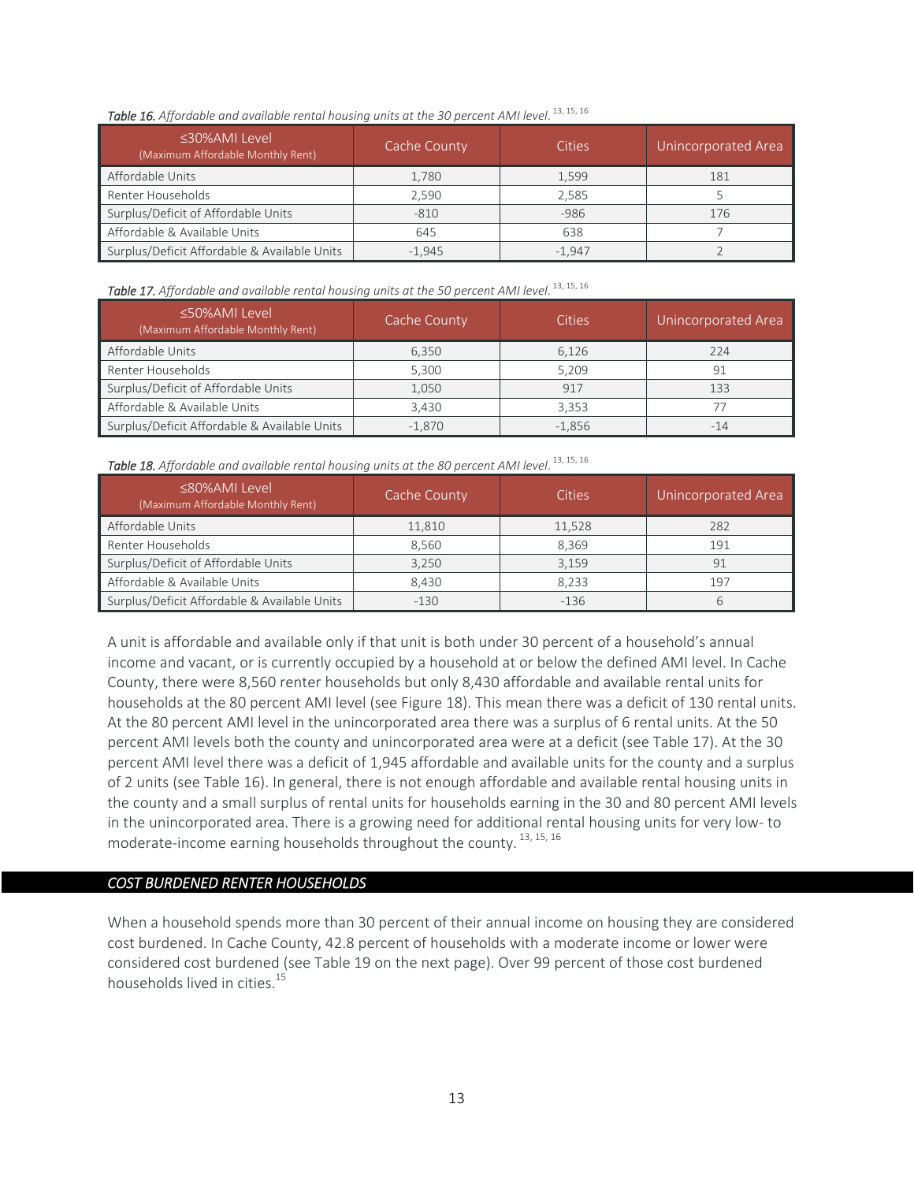***Table 16.*** *Affordable and available rental housing units at the 30 percent AMI level.* [13, 15, 16]

| ≤30%AMI Level (Maximum Affordable Monthly Rent) | Cache County | Cities | Unincorporated Area |
|---|---|---|---|
| Affordable Units | 1,780 | 1,599 | 181 |
| Renter Households | 2,590 | 2,585 | 5 |
| Surplus/Deficit of Affordable Units | -810 | -986 | 176 |
| Affordable & Available Units | 645 | 638 | 7 |
| Surplus/Deficit Affordable & Available Units | -1,945 | -1,947 | 2 |

***Table 17.*** *Affordable and available rental housing units at the 50 percent AMI level.* [13, 15, 16]

| ≤50%AMI Level (Maximum Affordable Monthly Rent) | Cache County | Cities | Unincorporated Area |
|---|---|---|---|
| Affordable Units | 6,350 | 6,126 | 224 |
| Renter Households | 5,300 | 5,209 | 91 |
| Surplus/Deficit of Affordable Units | 1,050 | 917 | 133 |
| Affordable & Available Units | 3,430 | 3,353 | 77 |
| Surplus/Deficit Affordable & Available Units | -1,870 | -1,856 | -14 |

***Table 18.*** *Affordable and available rental housing units at the 80 percent AMI level.* [13, 15, 16]

| ≤80%AMI Level (Maximum Affordable Monthly Rent) | Cache County | Cities | Unincorporated Area |
|---|---|---|---|
| Affordable Units | 11,810 | 11,528 | 282 |
| Renter Households | 8,560 | 8,369 | 191 |
| Surplus/Deficit of Affordable Units | 3,250 | 3,159 | 91 |
| Affordable & Available Units | 8,430 | 8,233 | 197 |
| Surplus/Deficit Affordable & Available Units | -130 | -136 | 6 |

A unit is affordable and available only if that unit is both under 30 percent of a household's annual income and vacant, or is currently occupied by a household at or below the defined AMI level. In Cache County, there were 8,560 renter households but only 8,430 affordable and available rental units for households at the 80 percent AMI level (see Figure 18). This mean there was a deficit of 130 rental units. At the 80 percent AMI level in the unincorporated area there was a surplus of 6 rental units. At the 50 percent AMI levels both the county and unincorporated area were at a deficit (see Table 17). At the 30 percent AMI level there was a deficit of 1,945 affordable and available units for the county and a surplus of 2 units (see Table 16). In general, there is not enough affordable and available rental housing units in the county and a small surplus of rental units for households earning in the 30 and 80 percent AMI levels in the unincorporated area. There is a growing need for additional rental housing units for very low- to moderate-income earning households throughout the county. [13, 15, 16]

## *COST BURDENED RENTER HOUSEHOLDS*

When a household spends more than 30 percent of their annual income on housing they are considered cost burdened. In Cache County, 42.8 percent of households with a moderate income or lower were considered cost burdened (see Table 19 on the next page). Over 99 percent of those cost burdened households lived in cities. [15]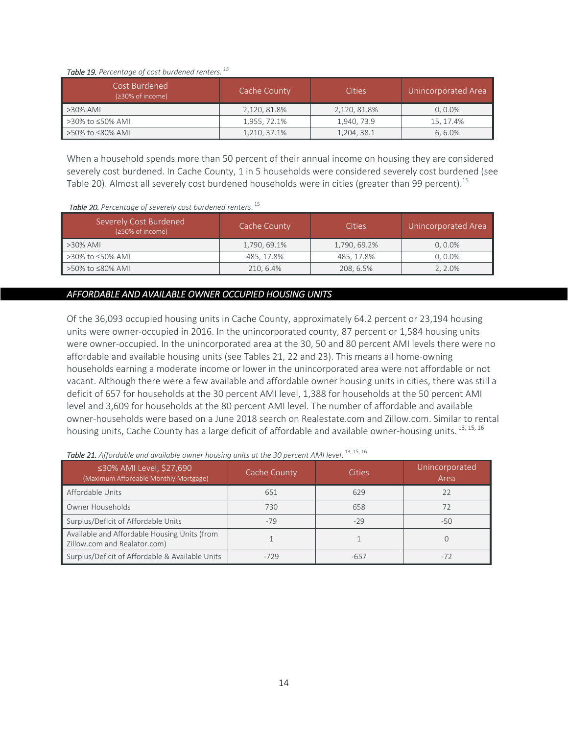*Table 19.* *Percentage of cost burdened renters.* [15]

| Cost Burdened (≥30% of income) | Cache County | Cities | Unincorporated Area |
|---|---|---|---|
| >30% AMI | 2,120, 81.8% | 2,120, 81.8% | 0, 0.0% |
| >30% to ≤50% AMI | 1,955, 72.1% | 1,940, 73.9 | 15, 17.4% |
| >50% to ≤80% AMI | 1,210, 37.1% | 1,204, 38.1 | 6, 6.0% |

When a household spends more than 50 percent of their annual income on housing they are considered severely cost burdened. In Cache County, 1 in 5 households were considered severely cost burdened (see Table 20). Almost all severely cost burdened households were in cities (greater than 99 percent).[15]

*Table 20.* *Percentage of severely cost burdened renters.* [15]

| Severely Cost Burdened (≥50% of income) | Cache County | Cities | Unincorporated Area |
|---|---|---|---|
| >30% AMI | 1,790, 69.1% | 1,790, 69.2% | 0, 0.0% |
| >30% to ≤50% AMI | 485, 17.8% | 485, 17.8% | 0, 0.0% |
| >50% to ≤80% AMI | 210, 6.4% | 208, 6.5% | 2, 2.0% |

## *AFFORDABLE AND AVAILABLE OWNER OCCUPIED HOUSING UNITS*

Of the 36,093 occupied housing units in Cache County, approximately 64.2 percent or 23,194 housing units were owner-occupied in 2016. In the unincorporated county, 87 percent or 1,584 housing units were owner-occupied. In the unincorporated area at the 30, 50 and 80 percent AMI levels there were no affordable and available housing units (see Tables 21, 22 and 23). This means all home-owning households earning a moderate income or lower in the unincorporated area were not affordable or not vacant. Although there were a few available and affordable owner housing units in cities, there was still a deficit of 657 for households at the 30 percent AMI level, 1,388 for households at the 50 percent AMI level and 3,609 for households at the 80 percent AMI level. The number of affordable and available owner-households were based on a June 2018 search on Realestate.com and Zillow.com. Similar to rental housing units, Cache County has a large deficit of affordable and available owner-housing units.[13, 15, 16]

*Table 21.* *Affordable and available owner housing units at the 30 percent AMI level.* [13, 15, 16]

| ≤30% AMI Level, $27,690 (Maximum Affordable Monthly Mortgage) | Cache County | Cities | Unincorporated Area |
|---|---|---|---|
| Affordable Units | 651 | 629 | 22 |
| Owner Households | 730 | 658 | 72 |
| Surplus/Deficit of Affordable Units | -79 | -29 | -50 |
| Available and Affordable Housing Units (from Zillow.com and Realator.com) | 1 | 1 | 0 |
| Surplus/Deficit of Affordable & Available Units | -729 | -657 | -72 |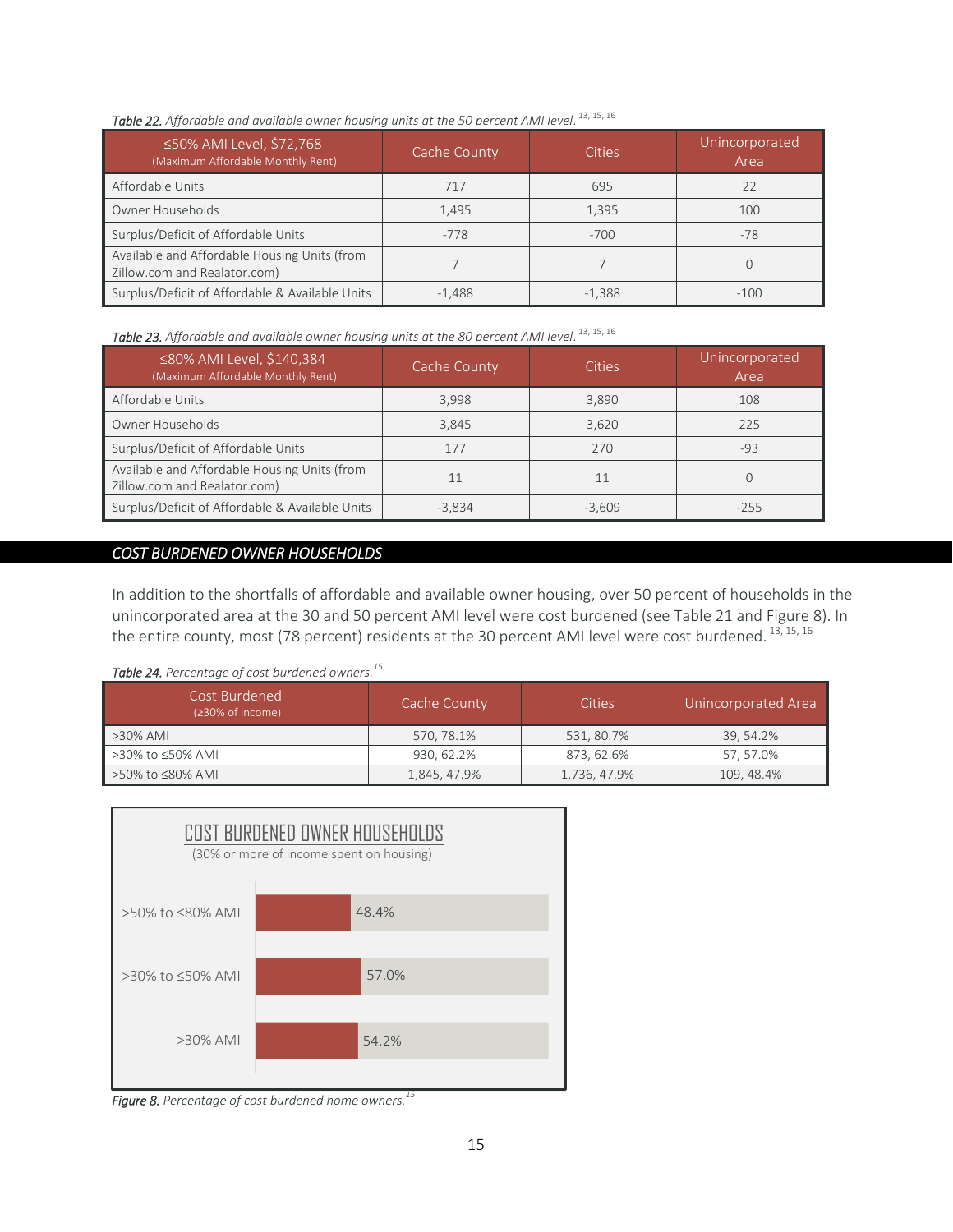*Table 22. Affordable and available owner housing units at the 50 percent AMI level.* [13, 15, 16]

| ≤50% AMI Level, $72,768 (Maximum Affordable Monthly Rent) | Cache County | Cities | Unincorporated Area |
|---|---|---|---|
| Affordable Units | 717 | 695 | 22 |
| Owner Households | 1,495 | 1,395 | 100 |
| Surplus/Deficit of Affordable Units | -778 | -700 | -78 |
| Available and Affordable Housing Units (from Zillow.com and Realator.com) | 7 | 7 | 0 |
| Surplus/Deficit of Affordable & Available Units | -1,488 | -1,388 | -100 |

*Table 23. Affordable and available owner housing units at the 80 percent AMI level.* [13, 15, 16]

| ≤80% AMI Level, $140,384 (Maximum Affordable Monthly Rent) | Cache County | Cities | Unincorporated Area |
|---|---|---|---|
| Affordable Units | 3,998 | 3,890 | 108 |
| Owner Households | 3,845 | 3,620 | 225 |
| Surplus/Deficit of Affordable Units | 177 | 270 | -93 |
| Available and Affordable Housing Units (from Zillow.com and Realator.com) | 11 | 11 | 0 |
| Surplus/Deficit of Affordable & Available Units | -3,834 | -3,609 | -255 |

## *COST BURDENED OWNER HOUSEHOLDS*

In addition to the shortfalls of affordable and available owner housing, over 50 percent of households in the unincorporated area at the 30 and 50 percent AMI level were cost burdened (see Table 21 and Figure 8). In the entire county, most (78 percent) residents at the 30 percent AMI level were cost burdened. [13, 15, 16]

*Table 24. Percentage of cost burdened owners.* [15]

| Cost Burdened (≥30% of income) | Cache County | Cities | Unincorporated Area |
|---|---|---|---|
| >30% AMI | 570, 78.1% | 531, 80.7% | 39, 54.2% |
| >30% to ≤50% AMI | 930, 62.2% | 873, 62.6% | 57, 57.0% |
| >50% to ≤80% AMI | 1,845, 47.9% | 1,736, 47.9% | 109, 48.4% |

**COST BURDENED OWNER HOUSEHOLDS**
(30% or more of income spent on housing)

| | |
|---|---|
| >50% to ≤80% AMI | 48.4% |
| >30% to ≤50% AMI | 57.0% |
| >30% AMI | 54.2% |

*Figure 8. Percentage of cost burdened home owners.* [15]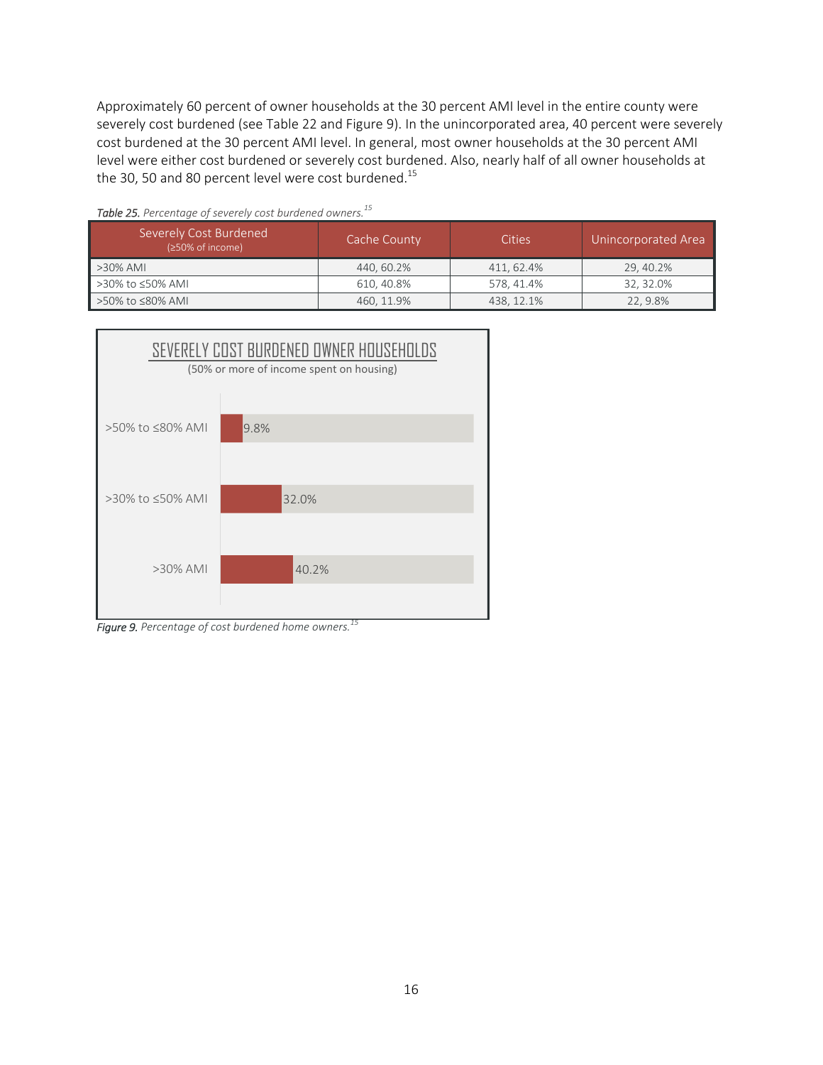Approximately 60 percent of owner households at the 30 percent AMI level in the entire county were severely cost burdened (see Table 22 and Figure 9). In the unincorporated area, 40 percent were severely cost burdened at the 30 percent AMI level. In general, most owner households at the 30 percent AMI level were either cost burdened or severely cost burdened. Also, nearly half of all owner households at the 30, 50 and 80 percent level were cost burdened.[15]

***Table 25.*** *Percentage of severely cost burdened owners.*[15]

| Severely Cost Burdened (≥50% of income) | Cache County | Cities | Unincorporated Area |
|---|---|---|---|
| >30% AMI | 440, 60.2% | 411, 62.4% | 29, 40.2% |
| >30% to ≤50% AMI | 610, 40.8% | 578, 41.4% | 32, 32.0% |
| >50% to ≤80% AMI | 460, 11.9% | 438, 12.1% | 22, 9.8% |

SEVERELY COST BURDENED OWNER HOUSEHOLDS
(50% or more of income spent on housing)

| | |
|---|---|
| >50% to ≤80% AMI | 9.8% |
| >30% to ≤50% AMI | 32.0% |
| >30% AMI | 40.2% |

***Figure 9.*** *Percentage of cost burdened home owners.*[15]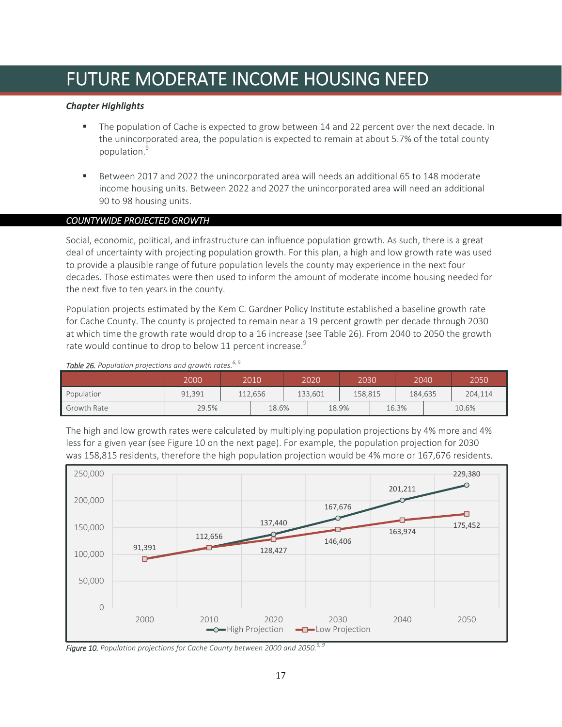# FUTURE MODERATE INCOME HOUSING NEED

***Chapter Highlights***

- The population of Cache is expected to grow between 14 and 22 percent over the next decade. In the unincorporated area, the population is expected to remain at about 5.7% of the total county population.[9]
- Between 2017 and 2022 the unincorporated area will needs an additional 65 to 148 moderate income housing units. Between 2022 and 2027 the unincorporated area will need an additional 90 to 98 housing units.

## *COUNTYWIDE PROJECTED GROWTH*

Social, economic, political, and infrastructure can influence population growth. As such, there is a great deal of uncertainty with projecting population growth. For this plan, a high and low growth rate was used to provide a plausible range of future population levels the county may experience in the next four decades. Those estimates were then used to inform the amount of moderate income housing needed for the next five to ten years in the county.

Population projects estimated by the Kem C. Gardner Policy Institute established a baseline growth rate for Cache County. The county is projected to remain near a 19 percent growth per decade through 2030 at which time the growth rate would drop to a 16 increase (see Table 26). From 2040 to 2050 the growth rate would continue to drop to below 11 percent increase.[9]

***Table 26.*** *Population projections and growth rates.*[6, 9]

| | 2000 | 2010 | 2020 | 2030 | 2040 | 2050 |
|---|---|---|---|---|---|---|
| Population | 91,391 | 112,656 | 133,601 | 158,815 | 184,635 | 204,114 |
| Growth Rate | | 29.5% (2000–2010) | 18.6% (2010–2020) | 18.9% (2020–2030) | 16.3% (2030–2040) | 10.6% (2040–2050) |

The high and low growth rates were calculated by multiplying population projections by 4% more and 4% less for a given year (see Figure 10 on the next page). For example, the population projection for 2030 was 158,815 residents, therefore the high population projection would be 4% more or 167,676 residents.

| Year | High Projection | Low Projection |
|---|---|---|
| 2000 | 91,391 | 91,391 |
| 2010 | 112,656 | 112,656 |
| 2020 | 137,440 | 128,427 |
| 2030 | 167,676 | 146,406 |
| 2040 | 201,211 | 163,974 |
| 2050 | 229,380 | 175,452 |

***Figure 10.*** *Population projections for Cache County between 2000 and 2050.*[6, 9]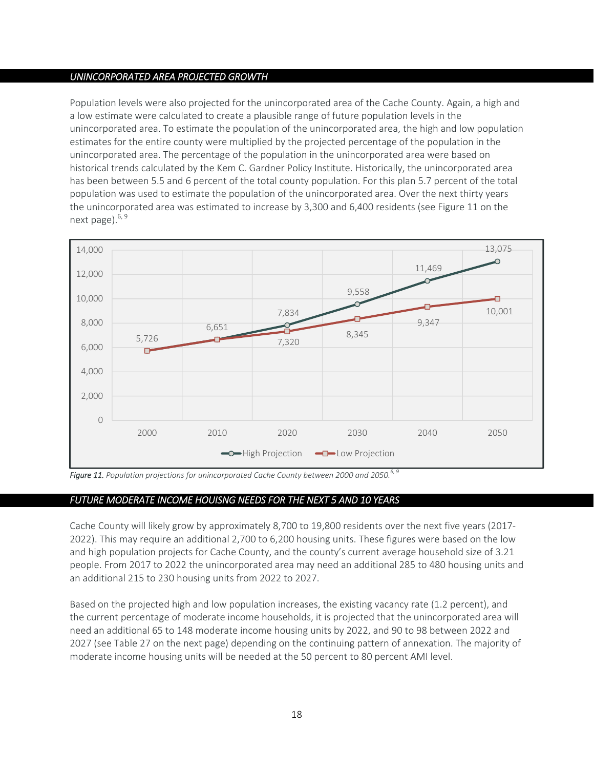## UNINCORPORATED AREA PROJECTED GROWTH

Population levels were also projected for the unincorporated area of the Cache County. Again, a high and a low estimate were calculated to create a plausible range of future population levels in the unincorporated area. To estimate the population of the unincorporated area, the high and low population estimates for the entire county were multiplied by the projected percentage of the population in the unincorporated area. The percentage of the population in the unincorporated area were based on historical trends calculated by the Kem C. Gardner Policy Institute. Historically, the unincorporated area has been between 5.5 and 6 percent of the total county population. For this plan 5.7 percent of the total population was used to estimate the population of the unincorporated area. Over the next thirty years the unincorporated area was estimated to increase by 3,300 and 6,400 residents (see Figure 11 on the next page).[6, 9]

| Year | High Projection | Low Projection |
|---|---|---|
| 2000 | 5,726 | 5,726 |
| 2010 | 6,651 | 6,651 |
| 2020 | 7,834 | 7,320 |
| 2030 | 9,558 | 8,345 |
| 2040 | 11,469 | 9,347 |
| 2050 | 13,075 | 10,001 |

***Figure 11.*** *Population projections for unincorporated Cache County between 2000 and 2050.*[6, 9]

## FUTURE MODERATE INCOME HOUISNG NEEDS FOR THE NEXT 5 AND 10 YEARS

Cache County will likely grow by approximately 8,700 to 19,800 residents over the next five years (2017-2022). This may require an additional 2,700 to 6,200 housing units. These figures were based on the low and high population projects for Cache County, and the county's current average household size of 3.21 people. From 2017 to 2022 the unincorporated area may need an additional 285 to 480 housing units and an additional 215 to 230 housing units from 2022 to 2027.

Based on the projected high and low population increases, the existing vacancy rate (1.2 percent), and the current percentage of moderate income households, it is projected that the unincorporated area will need an additional 65 to 148 moderate income housing units by 2022, and 90 to 98 between 2022 and 2027 (see Table 27 on the next page) depending on the continuing pattern of annexation. The majority of moderate income housing units will be needed at the 50 percent to 80 percent AMI level.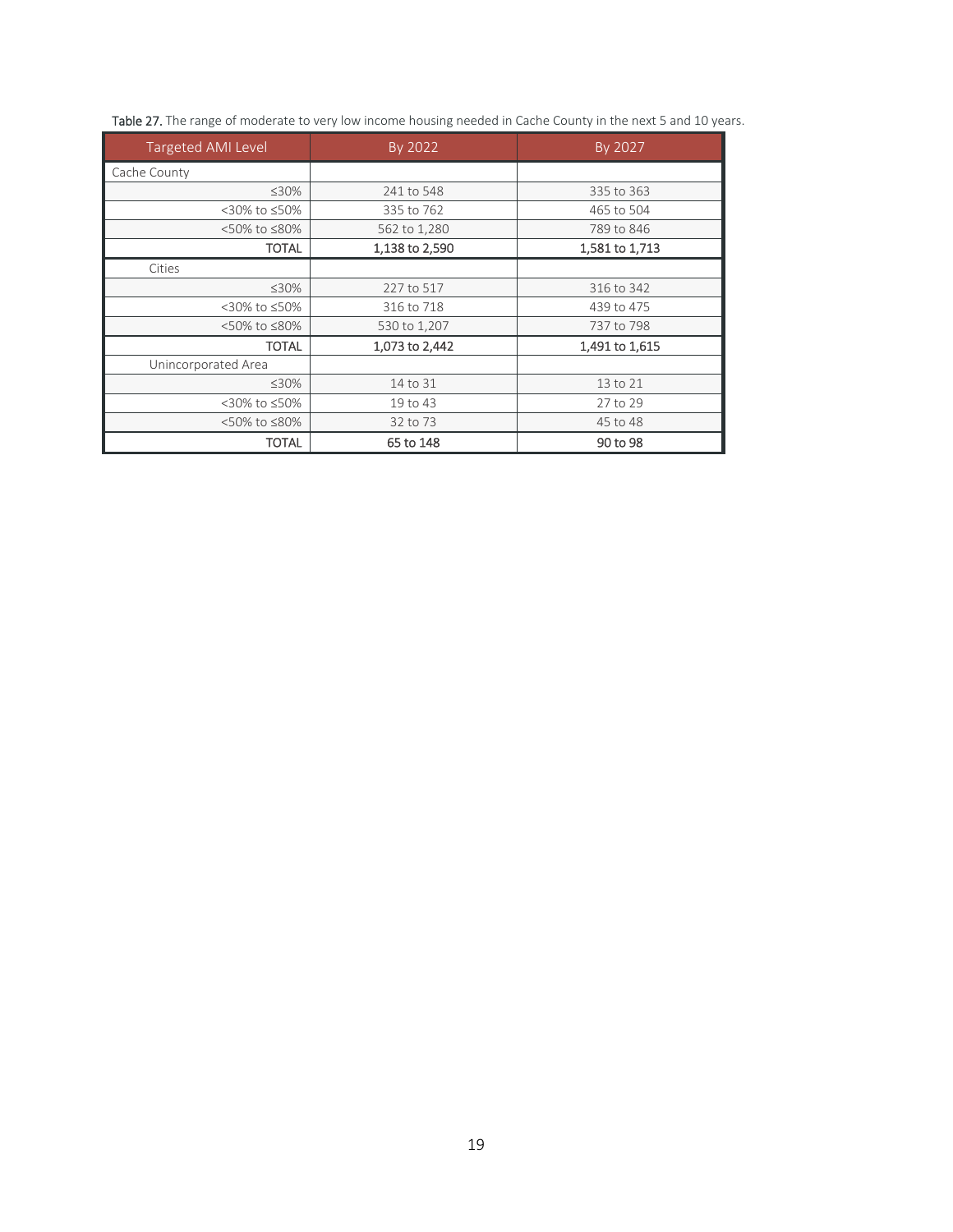**Table 27.** The range of moderate to very low income housing needed in Cache County in the next 5 and 10 years.

| Targeted AMI Level | By 2022 | By 2027 |
| --- | --- | --- |
| Cache County | | |
| ≤30% | 241 to 548 | 335 to 363 |
| <30% to ≤50% | 335 to 762 | 465 to 504 |
| <50% to ≤80% | 562 to 1,280 | 789 to 846 |
| **TOTAL** | **1,138 to 2,590** | **1,581 to 1,713** |
| Cities | | |
| ≤30% | 227 to 517 | 316 to 342 |
| <30% to ≤50% | 316 to 718 | 439 to 475 |
| <50% to ≤80% | 530 to 1,207 | 737 to 798 |
| **TOTAL** | **1,073 to 2,442** | **1,491 to 1,615** |
| Unincorporated Area | | |
| ≤30% | 14 to 31 | 13 to 21 |
| <30% to ≤50% | 19 to 43 | 27 to 29 |
| <50% to ≤80% | 32 to 73 | 45 to 48 |
| **TOTAL** | **65 to 148** | **90 to 98** |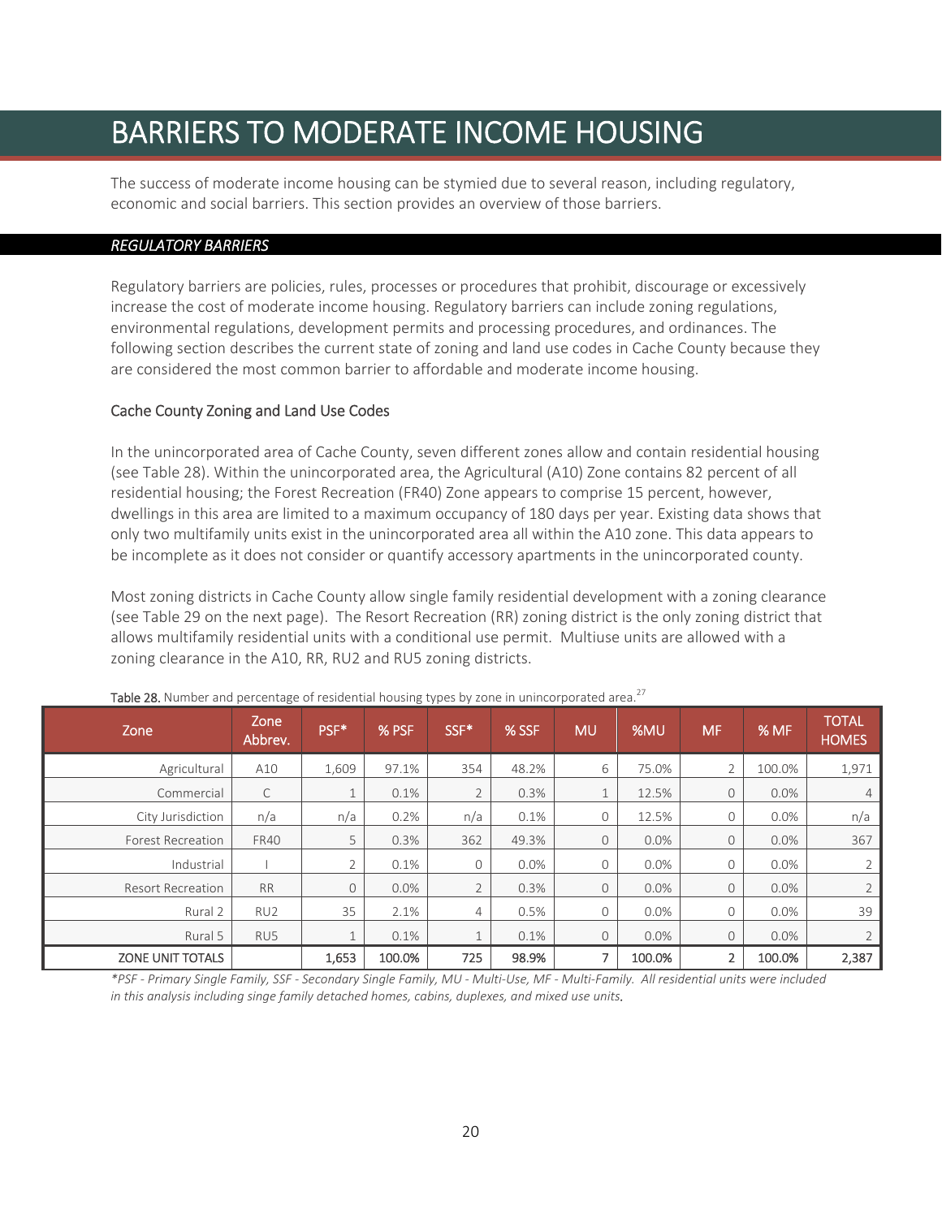# BARRIERS TO MODERATE INCOME HOUSING

The success of moderate income housing can be stymied due to several reason, including regulatory, economic and social barriers. This section provides an overview of those barriers.

## *REGULATORY BARRIERS*

Regulatory barriers are policies, rules, processes or procedures that prohibit, discourage or excessively increase the cost of moderate income housing. Regulatory barriers can include zoning regulations, environmental regulations, development permits and processing procedures, and ordinances. The following section describes the current state of zoning and land use codes in Cache County because they are considered the most common barrier to affordable and moderate income housing.

### Cache County Zoning and Land Use Codes

In the unincorporated area of Cache County, seven different zones allow and contain residential housing (see Table 28). Within the unincorporated area, the Agricultural (A10) Zone contains 82 percent of all residential housing; the Forest Recreation (FR40) Zone appears to comprise 15 percent, however, dwellings in this area are limited to a maximum occupancy of 180 days per year. Existing data shows that only two multifamily units exist in the unincorporated area all within the A10 zone. This data appears to be incomplete as it does not consider or quantify accessory apartments in the unincorporated county.

Most zoning districts in Cache County allow single family residential development with a zoning clearance (see Table 29 on the next page). The Resort Recreation (RR) zoning district is the only zoning district that allows multifamily residential units with a conditional use permit. Multiuse units are allowed with a zoning clearance in the A10, RR, RU2 and RU5 zoning districts.

**Table 28.** Number and percentage of residential housing types by zone in unincorporated area.[27]

| Zone | Zone Abbrev. | PSF* | % PSF | SSF* | % SSF | MU | %MU | MF | % MF | TOTAL HOMES |
|---|---|---|---|---|---|---|---|---|---|---|
| Agricultural | A10 | 1,609 | 97.1% | 354 | 48.2% | 6 | 75.0% | 2 | 100.0% | 1,971 |
| Commercial | C | 1 | 0.1% | 2 | 0.3% | 1 | 12.5% | 0 | 0.0% | 4 |
| City Jurisdiction | n/a | n/a | 0.2% | n/a | 0.1% | 0 | 12.5% | 0 | 0.0% | n/a |
| Forest Recreation | FR40 | 5 | 0.3% | 362 | 49.3% | 0 | 0.0% | 0 | 0.0% | 367 |
| Industrial | I | 2 | 0.1% | 0 | 0.0% | 0 | 0.0% | 0 | 0.0% | 2 |
| Resort Recreation | RR | 0 | 0.0% | 2 | 0.3% | 0 | 0.0% | 0 | 0.0% | 2 |
| Rural 2 | RU2 | 35 | 2.1% | 4 | 0.5% | 0 | 0.0% | 0 | 0.0% | 39 |
| Rural 5 | RU5 | 1 | 0.1% | 1 | 0.1% | 0 | 0.0% | 0 | 0.0% | 2 |
| **ZONE UNIT TOTALS** | | **1,653** | **100.0%** | **725** | **98.9%** | **7** | **100.0%** | **2** | **100.0%** | **2,387** |

*\*PSF - Primary Single Family, SSF - Secondary Single Family, MU - Multi-Use, MF - Multi-Family. All residential units were included in this analysis including singe family detached homes, cabins, duplexes, and mixed use units.*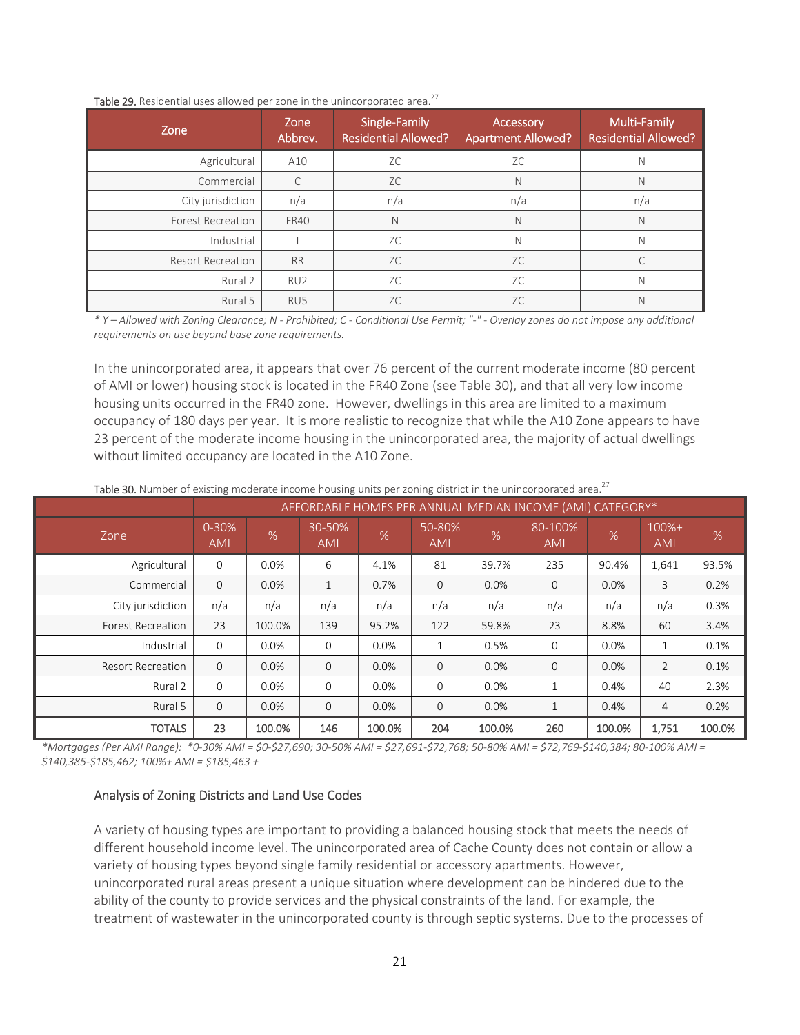Table 29. Residential uses allowed per zone in the unincorporated area.[27]

| Zone | Zone Abbrev. | Single-Family Residential Allowed? | Accessory Apartment Allowed? | Multi-Family Residential Allowed? |
|---|---|---|---|---|
| Agricultural | A10 | ZC | ZC | N |
| Commercial | C | ZC | N | N |
| City jurisdiction | n/a | n/a | n/a | n/a |
| Forest Recreation | FR40 | N | N | N |
| Industrial | I | ZC | N | N |
| Resort Recreation | RR | ZC | ZC | C |
| Rural 2 | RU2 | ZC | ZC | N |
| Rural 5 | RU5 | ZC | ZC | N |

*\* Y – Allowed with Zoning Clearance; N - Prohibited; C - Conditional Use Permit; "-" - Overlay zones do not impose any additional requirements on use beyond base zone requirements.*

In the unincorporated area, it appears that over 76 percent of the current moderate income (80 percent of AMI or lower) housing stock is located in the FR40 Zone (see Table 30), and that all very low income housing units occurred in the FR40 zone. However, dwellings in this area are limited to a maximum occupancy of 180 days per year. It is more realistic to recognize that while the A10 Zone appears to have 23 percent of the moderate income housing in the unincorporated area, the majority of actual dwellings without limited occupancy are located in the A10 Zone.

Table 30. Number of existing moderate income housing units per zoning district in the unincorporated area.[27]

| | AFFORDABLE HOMES PER ANNUAL MEDIAN INCOME (AMI) CATEGORY* | | | | | | | | | |
|---|---|---|---|---|---|---|---|---|---|---|
| Zone | 0-30% AMI | % | 30-50% AMI | % | 50-80% AMI | % | 80-100% AMI | % | 100%+ AMI | % |
| Agricultural | 0 | 0.0% | 6 | 4.1% | 81 | 39.7% | 235 | 90.4% | 1,641 | 93.5% |
| Commercial | 0 | 0.0% | 1 | 0.7% | 0 | 0.0% | 0 | 0.0% | 3 | 0.2% |
| City jurisdiction | n/a | n/a | n/a | n/a | n/a | n/a | n/a | n/a | n/a | 0.3% |
| Forest Recreation | 23 | 100.0% | 139 | 95.2% | 122 | 59.8% | 23 | 8.8% | 60 | 3.4% |
| Industrial | 0 | 0.0% | 0 | 0.0% | 1 | 0.5% | 0 | 0.0% | 1 | 0.1% |
| Resort Recreation | 0 | 0.0% | 0 | 0.0% | 0 | 0.0% | 0 | 0.0% | 2 | 0.1% |
| Rural 2 | 0 | 0.0% | 0 | 0.0% | 0 | 0.0% | 1 | 0.4% | 40 | 2.3% |
| Rural 5 | 0 | 0.0% | 0 | 0.0% | 0 | 0.0% | 1 | 0.4% | 4 | 0.2% |
| TOTALS | 23 | 100.0% | 146 | 100.0% | 204 | 100.0% | 260 | 100.0% | 1,751 | 100.0% |

*\*Mortgages (Per AMI Range): \*0-30% AMI = $0-$27,690; 30-50% AMI = $27,691-$72,768; 50-80% AMI = $72,769-$140,384; 80-100% AMI = $140,385-$185,462; 100%+ AMI = $185,463 +*

### Analysis of Zoning Districts and Land Use Codes

A variety of housing types are important to providing a balanced housing stock that meets the needs of different household income level. The unincorporated area of Cache County does not contain or allow a variety of housing types beyond single family residential or accessory apartments. However, unincorporated rural areas present a unique situation where development can be hindered due to the ability of the county to provide services and the physical constraints of the land. For example, the treatment of wastewater in the unincorporated county is through septic systems. Due to the processes of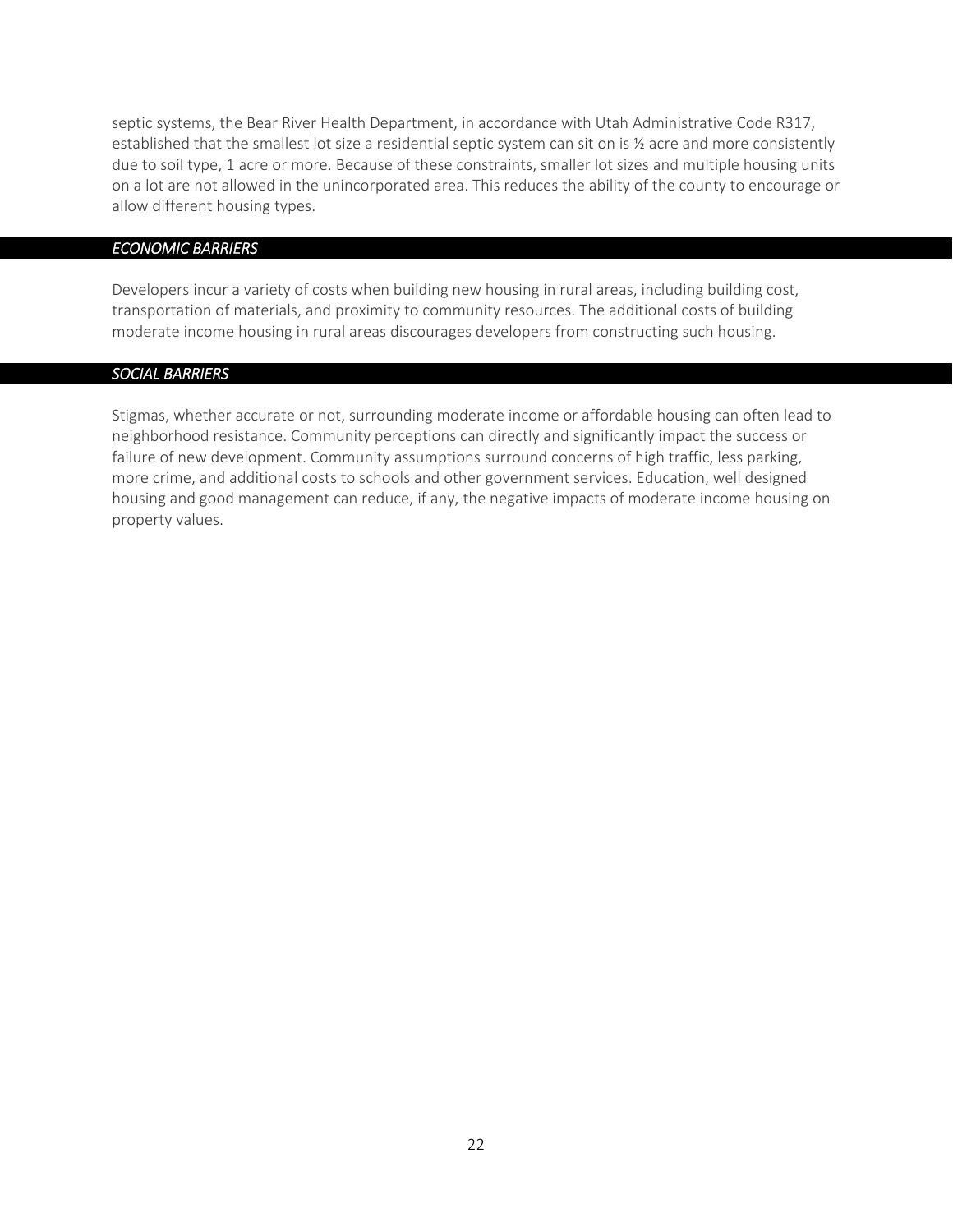septic systems, the Bear River Health Department, in accordance with Utah Administrative Code R317, established that the smallest lot size a residential septic system can sit on is ½ acre and more consistently due to soil type, 1 acre or more. Because of these constraints, smaller lot sizes and multiple housing units on a lot are not allowed in the unincorporated area. This reduces the ability of the county to encourage or allow different housing types.

### *ECONOMIC BARRIERS*

Developers incur a variety of costs when building new housing in rural areas, including building cost, transportation of materials, and proximity to community resources. The additional costs of building moderate income housing in rural areas discourages developers from constructing such housing.

### *SOCIAL BARRIERS*

Stigmas, whether accurate or not, surrounding moderate income or affordable housing can often lead to neighborhood resistance. Community perceptions can directly and significantly impact the success or failure of new development. Community assumptions surround concerns of high traffic, less parking, more crime, and additional costs to schools and other government services. Education, well designed housing and good management can reduce, if any, the negative impacts of moderate income housing on property values.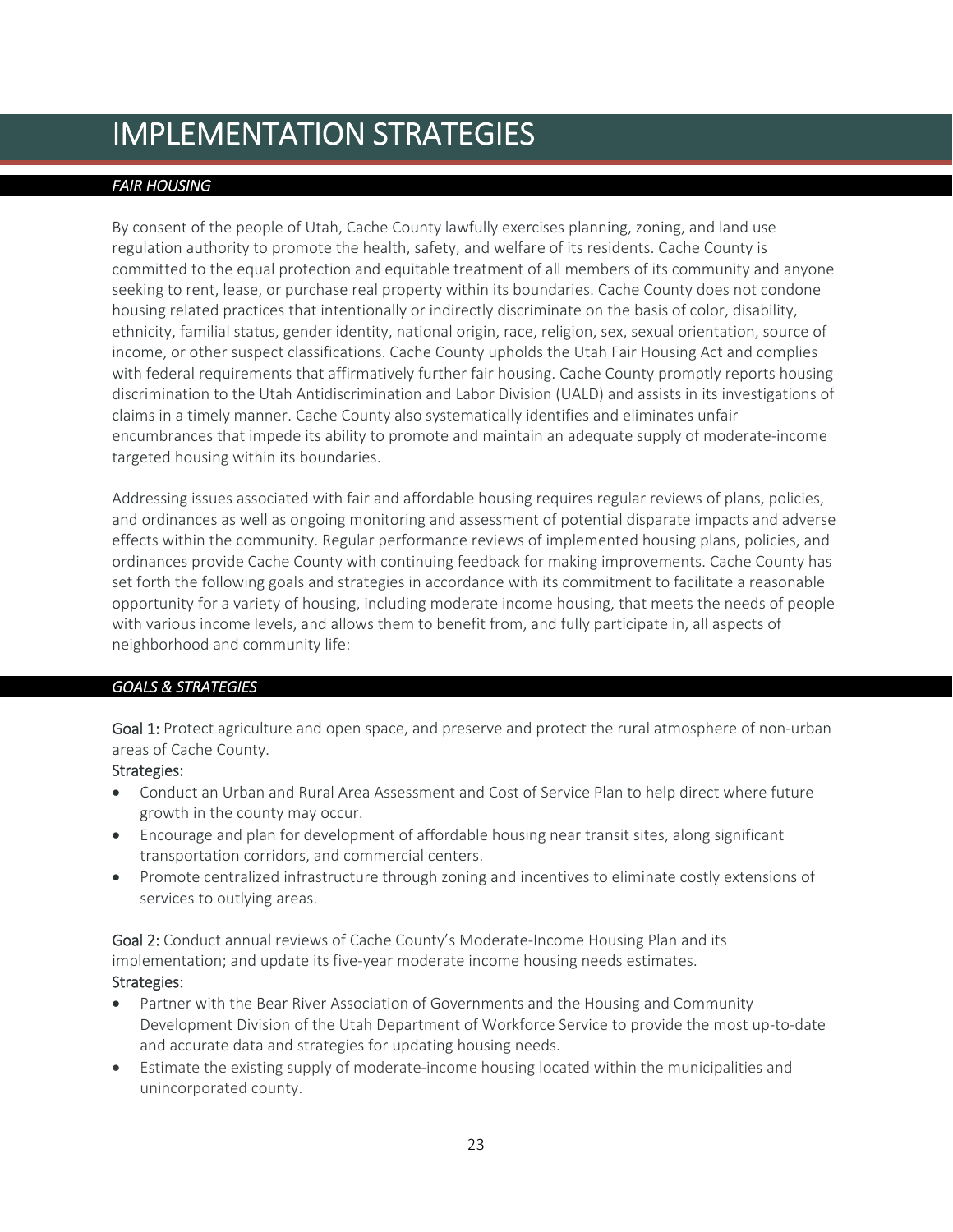# IMPLEMENTATION STRATEGIES

## *FAIR HOUSING*

By consent of the people of Utah, Cache County lawfully exercises planning, zoning, and land use regulation authority to promote the health, safety, and welfare of its residents. Cache County is committed to the equal protection and equitable treatment of all members of its community and anyone seeking to rent, lease, or purchase real property within its boundaries. Cache County does not condone housing related practices that intentionally or indirectly discriminate on the basis of color, disability, ethnicity, familial status, gender identity, national origin, race, religion, sex, sexual orientation, source of income, or other suspect classifications. Cache County upholds the Utah Fair Housing Act and complies with federal requirements that affirmatively further fair housing. Cache County promptly reports housing discrimination to the Utah Antidiscrimination and Labor Division (UALD) and assists in its investigations of claims in a timely manner. Cache County also systematically identifies and eliminates unfair encumbrances that impede its ability to promote and maintain an adequate supply of moderate-income targeted housing within its boundaries.

Addressing issues associated with fair and affordable housing requires regular reviews of plans, policies, and ordinances as well as ongoing monitoring and assessment of potential disparate impacts and adverse effects within the community. Regular performance reviews of implemented housing plans, policies, and ordinances provide Cache County with continuing feedback for making improvements. Cache County has set forth the following goals and strategies in accordance with its commitment to facilitate a reasonable opportunity for a variety of housing, including moderate income housing, that meets the needs of people with various income levels, and allows them to benefit from, and fully participate in, all aspects of neighborhood and community life:

## *GOALS & STRATEGIES*

Goal 1: Protect agriculture and open space, and preserve and protect the rural atmosphere of non-urban areas of Cache County.

Strategies:

- Conduct an Urban and Rural Area Assessment and Cost of Service Plan to help direct where future growth in the county may occur.
- Encourage and plan for development of affordable housing near transit sites, along significant transportation corridors, and commercial centers.
- Promote centralized infrastructure through zoning and incentives to eliminate costly extensions of services to outlying areas.

Goal 2: Conduct annual reviews of Cache County's Moderate-Income Housing Plan and its implementation; and update its five-year moderate income housing needs estimates.

Strategies:

- Partner with the Bear River Association of Governments and the Housing and Community Development Division of the Utah Department of Workforce Service to provide the most up-to-date and accurate data and strategies for updating housing needs.
- Estimate the existing supply of moderate-income housing located within the municipalities and unincorporated county.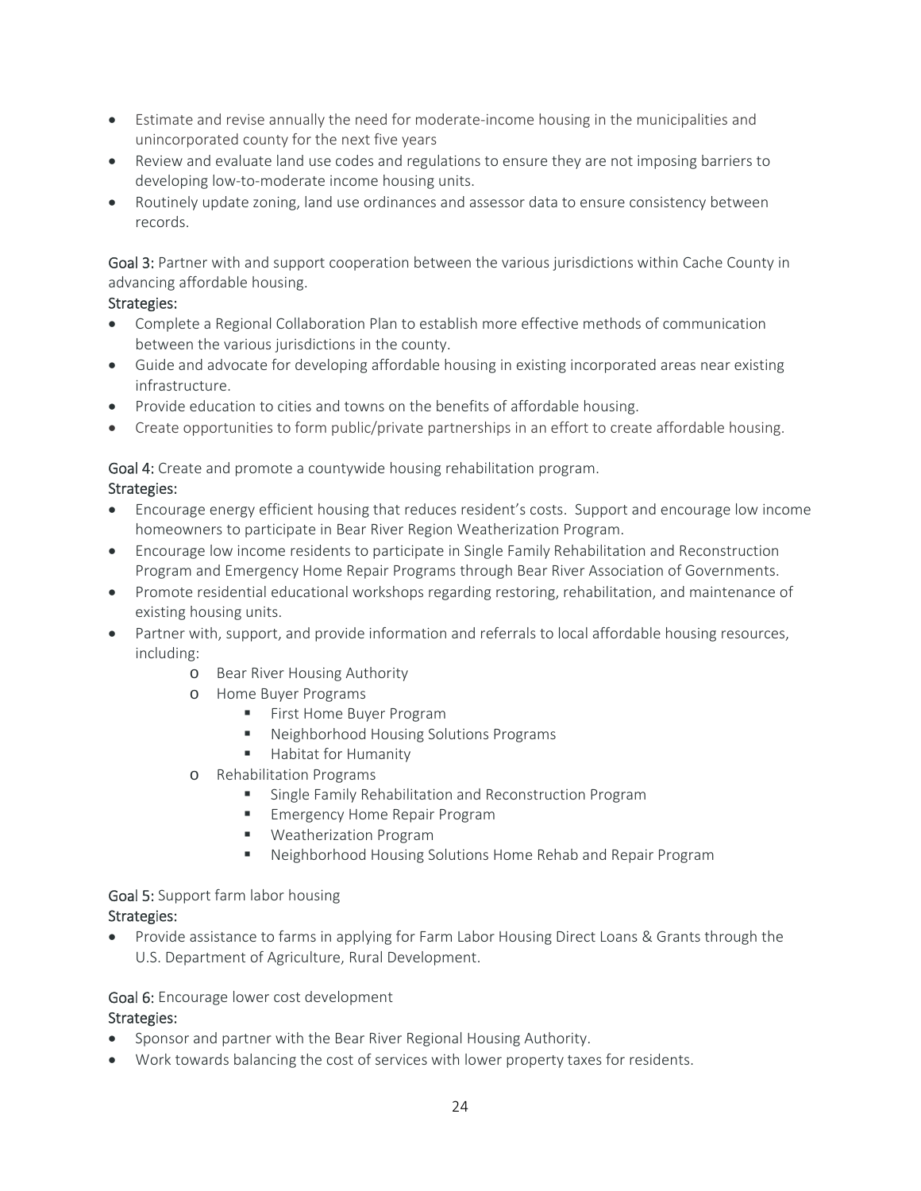- Estimate and revise annually the need for moderate-income housing in the municipalities and unincorporated county for the next five years
- Review and evaluate land use codes and regulations to ensure they are not imposing barriers to developing low-to-moderate income housing units.
- Routinely update zoning, land use ordinances and assessor data to ensure consistency between records.

Goal 3: Partner with and support cooperation between the various jurisdictions within Cache County in advancing affordable housing.

Strategies:

- Complete a Regional Collaboration Plan to establish more effective methods of communication between the various jurisdictions in the county.
- Guide and advocate for developing affordable housing in existing incorporated areas near existing infrastructure.
- Provide education to cities and towns on the benefits of affordable housing.
- Create opportunities to form public/private partnerships in an effort to create affordable housing.

Goal 4: Create and promote a countywide housing rehabilitation program.

Strategies:

- Encourage energy efficient housing that reduces resident's costs. Support and encourage low income homeowners to participate in Bear River Region Weatherization Program.
- Encourage low income residents to participate in Single Family Rehabilitation and Reconstruction Program and Emergency Home Repair Programs through Bear River Association of Governments.
- Promote residential educational workshops regarding restoring, rehabilitation, and maintenance of existing housing units.
- Partner with, support, and provide information and referrals to local affordable housing resources, including:
  - Bear River Housing Authority
  - Home Buyer Programs
    - First Home Buyer Program
    - Neighborhood Housing Solutions Programs
    - Habitat for Humanity
  - Rehabilitation Programs
    - Single Family Rehabilitation and Reconstruction Program
    - Emergency Home Repair Program
    - Weatherization Program
    - Neighborhood Housing Solutions Home Rehab and Repair Program

Goal 5: Support farm labor housing

Strategies:

- Provide assistance to farms in applying for Farm Labor Housing Direct Loans & Grants through the U.S. Department of Agriculture, Rural Development.

Goal 6: Encourage lower cost development

Strategies:

- Sponsor and partner with the Bear River Regional Housing Authority.
- Work towards balancing the cost of services with lower property taxes for residents.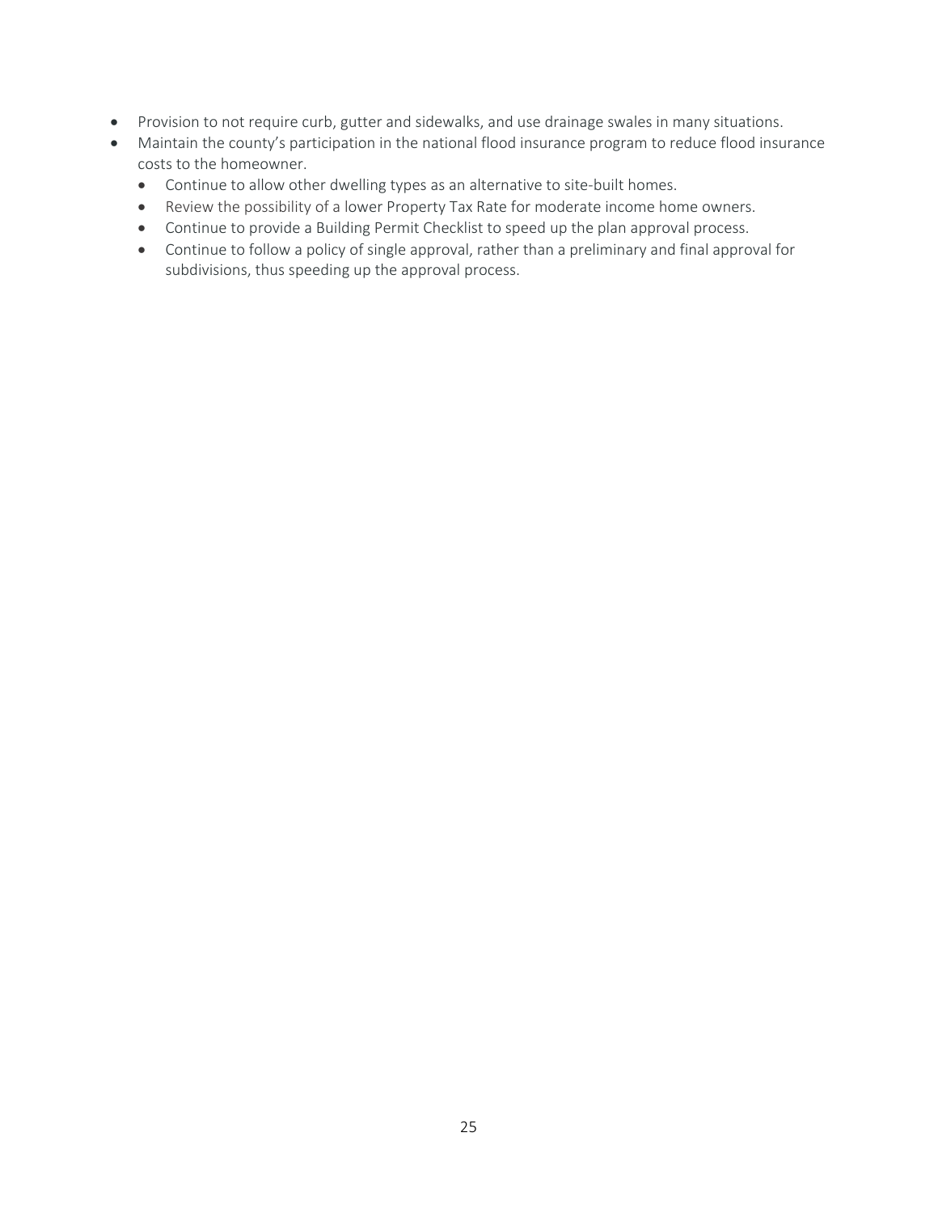- Provision to not require curb, gutter and sidewalks, and use drainage swales in many situations.
- Maintain the county's participation in the national flood insurance program to reduce flood insurance costs to the homeowner.
  - Continue to allow other dwelling types as an alternative to site-built homes.
  - Review the possibility of a lower Property Tax Rate for moderate income home owners.
  - Continue to provide a Building Permit Checklist to speed up the plan approval process.
  - Continue to follow a policy of single approval, rather than a preliminary and final approval for subdivisions, thus speeding up the approval process.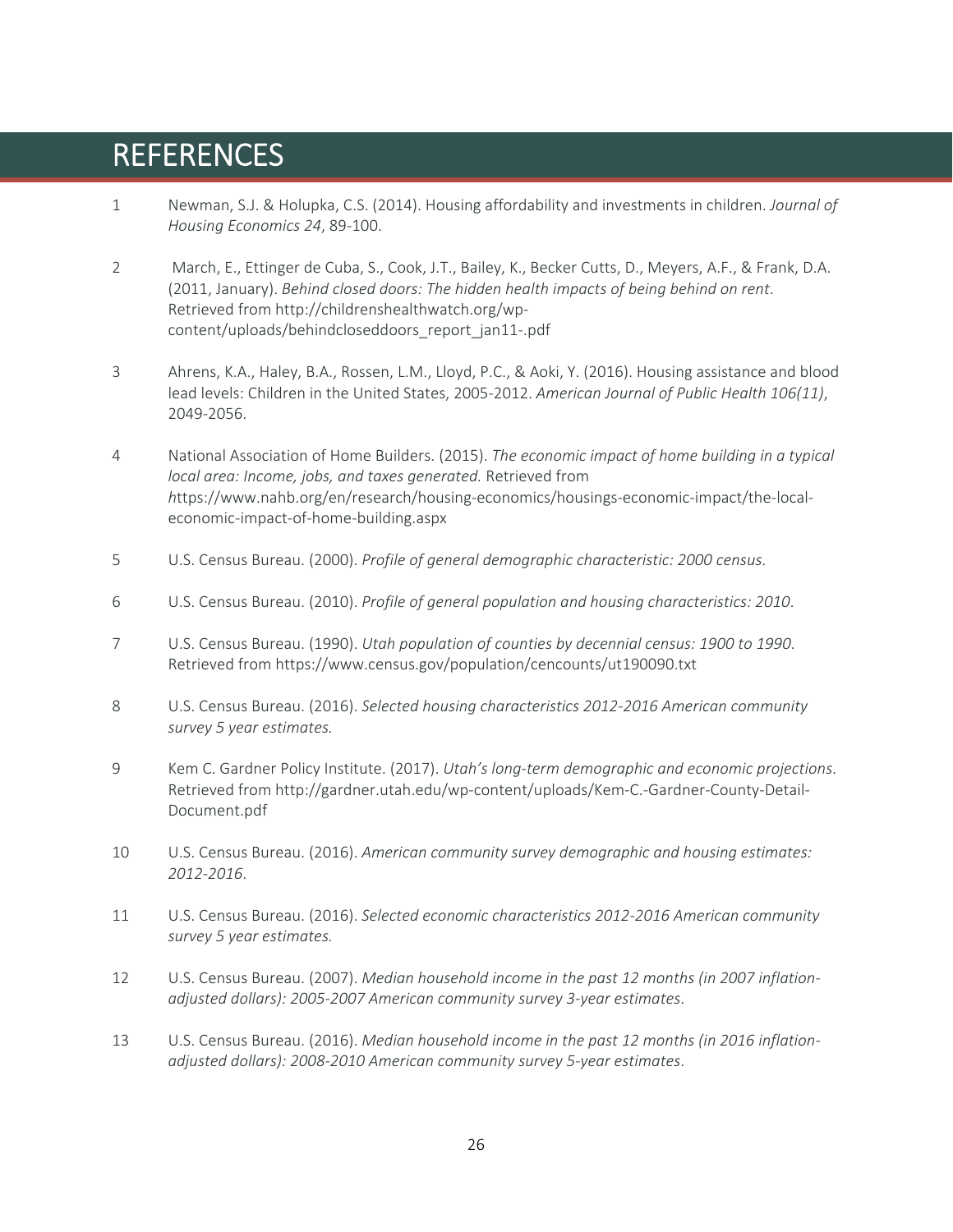# REFERENCES

1 Newman, S.J. & Holupka, C.S. (2014). Housing affordability and investments in children. *Journal of Housing Economics 24*, 89-100.

2 March, E., Ettinger de Cuba, S., Cook, J.T., Bailey, K., Becker Cutts, D., Meyers, A.F., & Frank, D.A. (2011, January). *Behind closed doors: The hidden health impacts of being behind on rent*. Retrieved from http://childrenshealthwatch.org/wp-content/uploads/behindcloseddoors_report_jan11-.pdf

3 Ahrens, K.A., Haley, B.A., Rossen, L.M., Lloyd, P.C., & Aoki, Y. (2016). Housing assistance and blood lead levels: Children in the United States, 2005-2012. *American Journal of Public Health 106(11)*, 2049-2056.

4 National Association of Home Builders. (2015). *The economic impact of home building in a typical local area: Income, jobs, and taxes generated.* Retrieved from *h*ttps://www.nahb.org/en/research/housing-economics/housings-economic-impact/the-local-economic-impact-of-home-building.aspx

5 U.S. Census Bureau. (2000). *Profile of general demographic characteristic: 2000 census*.

6 U.S. Census Bureau. (2010). *Profile of general population and housing characteristics: 2010*.

7 U.S. Census Bureau. (1990). *Utah population of counties by decennial census: 1900 to 1990*. Retrieved from https://www.census.gov/population/cencounts/ut190090.txt

8 U.S. Census Bureau. (2016). *Selected housing characteristics 2012-2016 American community survey 5 year estimates.*

9 Kem C. Gardner Policy Institute. (2017). *Utah's long-term demographic and economic projections*. Retrieved from http://gardner.utah.edu/wp-content/uploads/Kem-C.-Gardner-County-Detail-Document.pdf

10 U.S. Census Bureau. (2016). *American community survey demographic and housing estimates: 2012-2016*.

11 U.S. Census Bureau. (2016). *Selected economic characteristics 2012-2016 American community survey 5 year estimates.*

12 U.S. Census Bureau. (2007). *Median household income in the past 12 months (in 2007 inflation-adjusted dollars): 2005-2007 American community survey 3-year estimates*.

13 U.S. Census Bureau. (2016). *Median household income in the past 12 months (in 2016 inflation-adjusted dollars): 2008-2010 American community survey 5-year estimates*.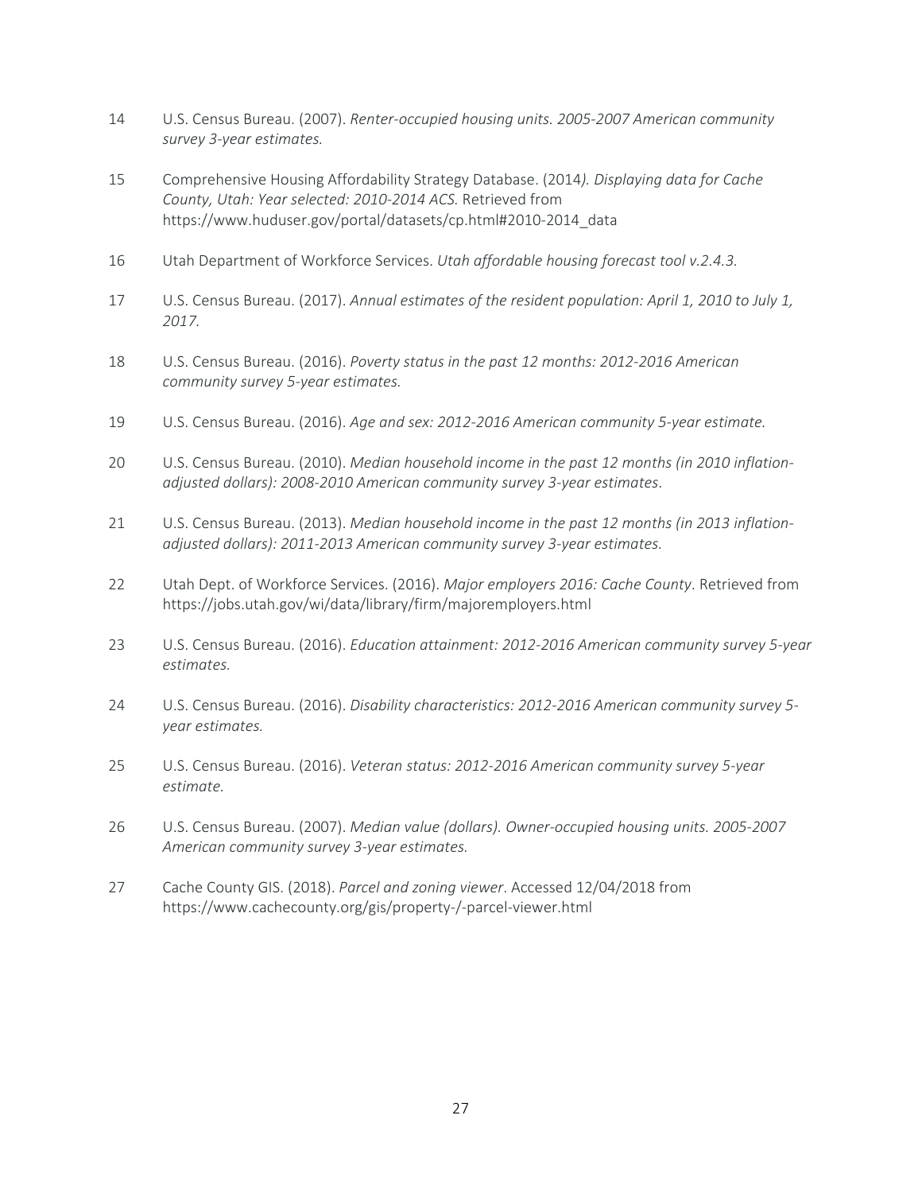14 U.S. Census Bureau. (2007). *Renter-occupied housing units. 2005-2007 American community survey 3-year estimates.*

15 Comprehensive Housing Affordability Strategy Database. (2014*). Displaying data for Cache County, Utah: Year selected: 2010-2014 ACS.* Retrieved from https://www.huduser.gov/portal/datasets/cp.html#2010-2014_data

16 Utah Department of Workforce Services. *Utah affordable housing forecast tool v.2.4.3.*

17 U.S. Census Bureau. (2017). *Annual estimates of the resident population: April 1, 2010 to July 1, 2017.*

18 U.S. Census Bureau. (2016). *Poverty status in the past 12 months: 2012-2016 American community survey 5-year estimates.*

19 U.S. Census Bureau. (2016). *Age and sex: 2012-2016 American community 5-year estimate.*

20 U.S. Census Bureau. (2010). *Median household income in the past 12 months (in 2010 inflation-adjusted dollars): 2008-2010 American community survey 3-year estimates*.

21 U.S. Census Bureau. (2013). *Median household income in the past 12 months (in 2013 inflation-adjusted dollars): 2011-2013 American community survey 3-year estimates.*

22 Utah Dept. of Workforce Services. (2016). *Major employers 2016: Cache County*. Retrieved from https://jobs.utah.gov/wi/data/library/firm/majoremployers.html

23 U.S. Census Bureau. (2016). *Education attainment: 2012-2016 American community survey 5-year estimates.*

24 U.S. Census Bureau. (2016). *Disability characteristics: 2012-2016 American community survey 5-year estimates.*

25 U.S. Census Bureau. (2016). *Veteran status: 2012-2016 American community survey 5-year estimate.*

26 U.S. Census Bureau. (2007). *Median value (dollars). Owner-occupied housing units. 2005-2007 American community survey 3-year estimates.*

27 Cache County GIS. (2018). *Parcel and zoning viewer*. Accessed 12/04/2018 from https://www.cachecounty.org/gis/property-/-parcel-viewer.html